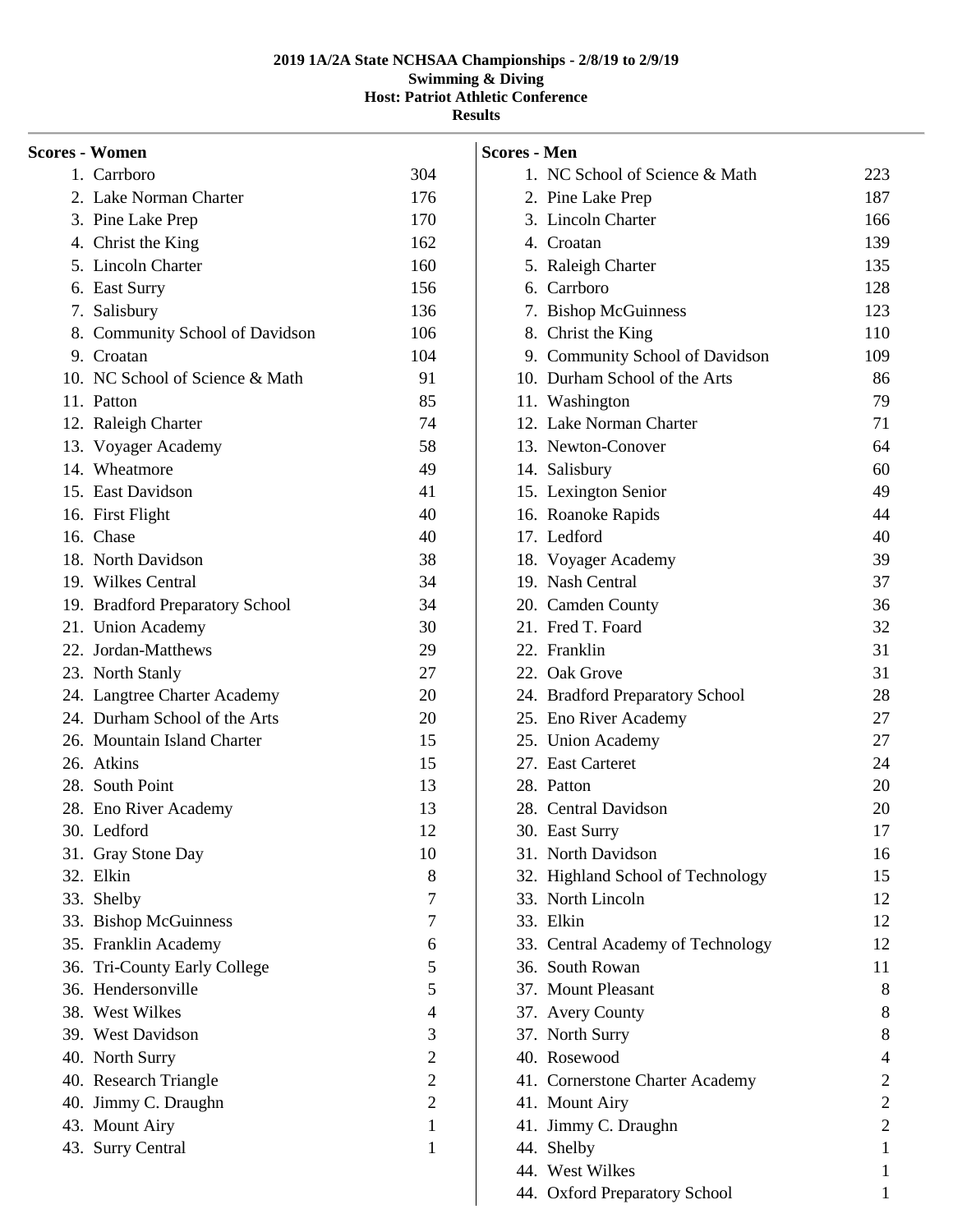**2019 1A/2A State NCHSAA Championships - 2/8/19 to 2/9/19**
**Swimming & Diving**
**Host: Patriot Athletic Conference**
**Results**

## Scores - Women

| Place | School | Points |
|---|---|---|
| 1. | Carrboro | 304 |
| 2. | Lake Norman Charter | 176 |
| 3. | Pine Lake Prep | 170 |
| 4. | Christ the King | 162 |
| 5. | Lincoln Charter | 160 |
| 6. | East Surry | 156 |
| 7. | Salisbury | 136 |
| 8. | Community School of Davidson | 106 |
| 9. | Croatan | 104 |
| 10. | NC School of Science & Math | 91 |
| 11. | Patton | 85 |
| 12. | Raleigh Charter | 74 |
| 13. | Voyager Academy | 58 |
| 14. | Wheatmore | 49 |
| 15. | East Davidson | 41 |
| 16. | First Flight | 40 |
| 16. | Chase | 40 |
| 18. | North Davidson | 38 |
| 19. | Wilkes Central | 34 |
| 19. | Bradford Preparatory School | 34 |
| 21. | Union Academy | 30 |
| 22. | Jordan-Matthews | 29 |
| 23. | North Stanly | 27 |
| 24. | Langtree Charter Academy | 20 |
| 24. | Durham School of the Arts | 20 |
| 26. | Mountain Island Charter | 15 |
| 26. | Atkins | 15 |
| 28. | South Point | 13 |
| 28. | Eno River Academy | 13 |
| 30. | Ledford | 12 |
| 31. | Gray Stone Day | 10 |
| 32. | Elkin | 8 |
| 33. | Shelby | 7 |
| 33. | Bishop McGuinness | 7 |
| 35. | Franklin Academy | 6 |
| 36. | Tri-County Early College | 5 |
| 36. | Hendersonville | 5 |
| 38. | West Wilkes | 4 |
| 39. | West Davidson | 3 |
| 40. | North Surry | 2 |
| 40. | Research Triangle | 2 |
| 40. | Jimmy C. Draughn | 2 |
| 43. | Mount Airy | 1 |
| 43. | Surry Central | 1 |

## Scores - Men

| Place | School | Points |
|---|---|---|
| 1. | NC School of Science & Math | 223 |
| 2. | Pine Lake Prep | 187 |
| 3. | Lincoln Charter | 166 |
| 4. | Croatan | 139 |
| 5. | Raleigh Charter | 135 |
| 6. | Carrboro | 128 |
| 7. | Bishop McGuinness | 123 |
| 8. | Christ the King | 110 |
| 9. | Community School of Davidson | 109 |
| 10. | Durham School of the Arts | 86 |
| 11. | Washington | 79 |
| 12. | Lake Norman Charter | 71 |
| 13. | Newton-Conover | 64 |
| 14. | Salisbury | 60 |
| 15. | Lexington Senior | 49 |
| 16. | Roanoke Rapids | 44 |
| 17. | Ledford | 40 |
| 18. | Voyager Academy | 39 |
| 19. | Nash Central | 37 |
| 20. | Camden County | 36 |
| 21. | Fred T. Foard | 32 |
| 22. | Franklin | 31 |
| 22. | Oak Grove | 31 |
| 24. | Bradford Preparatory School | 28 |
| 25. | Eno River Academy | 27 |
| 25. | Union Academy | 27 |
| 27. | East Carteret | 24 |
| 28. | Patton | 20 |
| 28. | Central Davidson | 20 |
| 30. | East Surry | 17 |
| 31. | North Davidson | 16 |
| 32. | Highland School of Technology | 15 |
| 33. | North Lincoln | 12 |
| 33. | Elkin | 12 |
| 33. | Central Academy of Technology | 12 |
| 36. | South Rowan | 11 |
| 37. | Mount Pleasant | 8 |
| 37. | Avery County | 8 |
| 37. | North Surry | 8 |
| 40. | Rosewood | 4 |
| 41. | Cornerstone Charter Academy | 2 |
| 41. | Mount Airy | 2 |
| 41. | Jimmy C. Draughn | 2 |
| 44. | Shelby | 1 |
| 44. | West Wilkes | 1 |
| 44. | Oxford Preparatory School | 1 |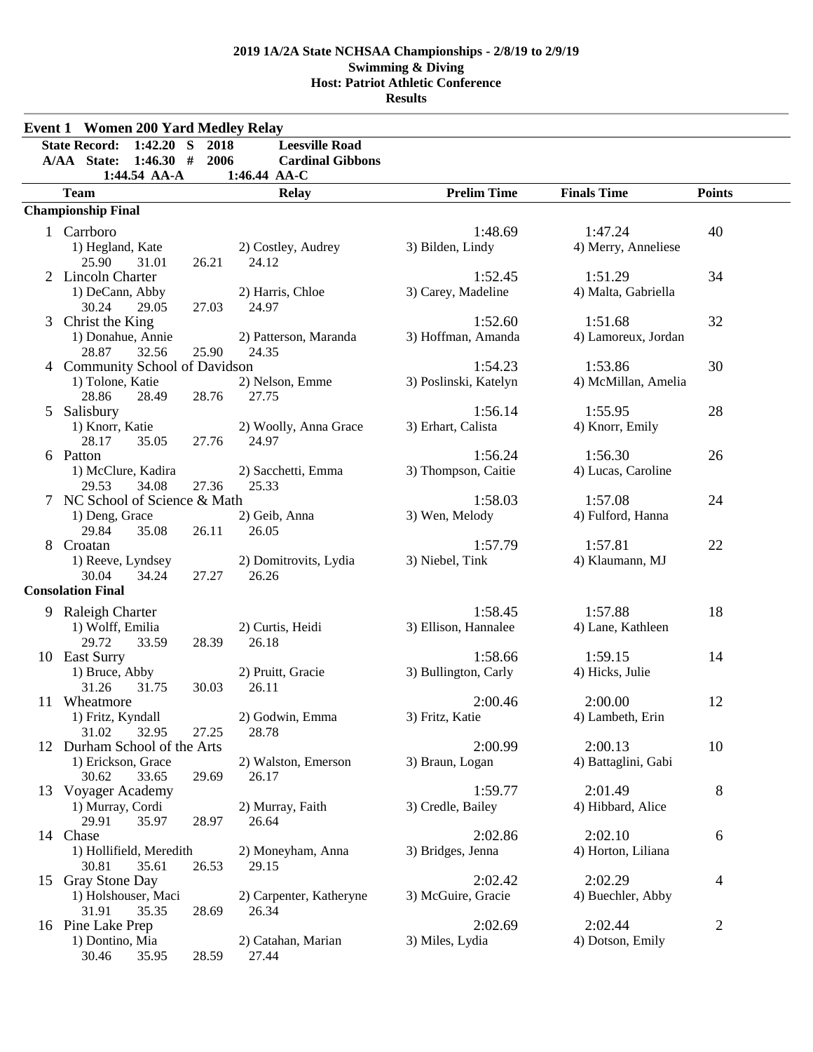**2019 1A/2A State NCHSAA Championships - 2/8/19 to 2/9/19**
**Swimming & Diving**
**Host: Patriot Athletic Conference**
**Results**

## Event 1 Women 200 Yard Medley Relay

| | | | |
|---|---|---|---|
| State Record: | 1:42.20 S | 2018 | Leesville Road |
| A/AA State: | 1:46.30 # | 2006 | Cardinal Gibbons |
| | 1:44.54 AA-A | | 1:46.44 AA-C |

| | Team | Relay | Prelim Time | Finals Time | Points |
|---|---|---|---|---|---|
| **Championship Final** | | | | | |
| 1 | Carrboro | | 1:48.69 | 1:47.24 | 40 |
| | 1) Hegland, Kate | 2) Costley, Audrey | 3) Bilden, Lindy | 4) Merry, Anneliese | |
| | 25.90 31.01 26.21 24.12 | | | | |
| 2 | Lincoln Charter | | 1:52.45 | 1:51.29 | 34 |
| | 1) DeCann, Abby | 2) Harris, Chloe | 3) Carey, Madeline | 4) Malta, Gabriella | |
| | 30.24 29.05 27.03 24.97 | | | | |
| 3 | Christ the King | | 1:52.60 | 1:51.68 | 32 |
| | 1) Donahue, Annie | 2) Patterson, Maranda | 3) Hoffman, Amanda | 4) Lamoreux, Jordan | |
| | 28.87 32.56 25.90 24.35 | | | | |
| 4 | Community School of Davidson | | 1:54.23 | 1:53.86 | 30 |
| | 1) Tolone, Katie | 2) Nelson, Emme | 3) Poslinski, Katelyn | 4) McMillan, Amelia | |
| | 28.86 28.49 28.76 27.75 | | | | |
| 5 | Salisbury | | 1:56.14 | 1:55.95 | 28 |
| | 1) Knorr, Katie | 2) Woolly, Anna Grace | 3) Erhart, Calista | 4) Knorr, Emily | |
| | 28.17 35.05 27.76 24.97 | | | | |
| 6 | Patton | | 1:56.24 | 1:56.30 | 26 |
| | 1) McClure, Kadira | 2) Sacchetti, Emma | 3) Thompson, Caitie | 4) Lucas, Caroline | |
| | 29.53 34.08 27.36 25.33 | | | | |
| 7 | NC School of Science & Math | | 1:58.03 | 1:57.08 | 24 |
| | 1) Deng, Grace | 2) Geib, Anna | 3) Wen, Melody | 4) Fulford, Hanna | |
| | 29.84 35.08 26.11 26.05 | | | | |
| 8 | Croatan | | 1:57.79 | 1:57.81 | 22 |
| | 1) Reeve, Lyndsey | 2) Domitrovits, Lydia | 3) Niebel, Tink | 4) Klaumann, MJ | |
| | 30.04 34.24 27.27 26.26 | | | | |
| **Consolation Final** | | | | | |
| 9 | Raleigh Charter | | 1:58.45 | 1:57.88 | 18 |
| | 1) Wolff, Emilia | 2) Curtis, Heidi | 3) Ellison, Hannalee | 4) Lane, Kathleen | |
| | 29.72 33.59 28.39 26.18 | | | | |
| 10 | East Surry | | 1:58.66 | 1:59.15 | 14 |
| | 1) Bruce, Abby | 2) Pruitt, Gracie | 3) Bullington, Carly | 4) Hicks, Julie | |
| | 31.26 31.75 30.03 26.11 | | | | |
| 11 | Wheatmore | | 2:00.46 | 2:00.00 | 12 |
| | 1) Fritz, Kyndall | 2) Godwin, Emma | 3) Fritz, Katie | 4) Lambeth, Erin | |
| | 31.02 32.95 27.25 28.78 | | | | |
| 12 | Durham School of the Arts | | 2:00.99 | 2:00.13 | 10 |
| | 1) Erickson, Grace | 2) Walston, Emerson | 3) Braun, Logan | 4) Battaglini, Gabi | |
| | 30.62 33.65 29.69 26.17 | | | | |
| 13 | Voyager Academy | | 1:59.77 | 2:01.49 | 8 |
| | 1) Murray, Cordi | 2) Murray, Faith | 3) Credle, Bailey | 4) Hibbard, Alice | |
| | 29.91 35.97 28.97 26.64 | | | | |
| 14 | Chase | | 2:02.86 | 2:02.10 | 6 |
| | 1) Hollifield, Meredith | 2) Moneyham, Anna | 3) Bridges, Jenna | 4) Horton, Liliana | |
| | 30.81 35.61 26.53 29.15 | | | | |
| 15 | Gray Stone Day | | 2:02.42 | 2:02.29 | 4 |
| | 1) Holshouser, Maci | 2) Carpenter, Katheryne | 3) McGuire, Gracie | 4) Buechler, Abby | |
| | 31.91 35.35 28.69 26.34 | | | | |
| 16 | Pine Lake Prep | | 2:02.69 | 2:02.44 | 2 |
| | 1) Dontino, Mia | 2) Catahan, Marian | 3) Miles, Lydia | 4) Dotson, Emily | |
| | 30.46 35.95 28.59 27.44 | | | | |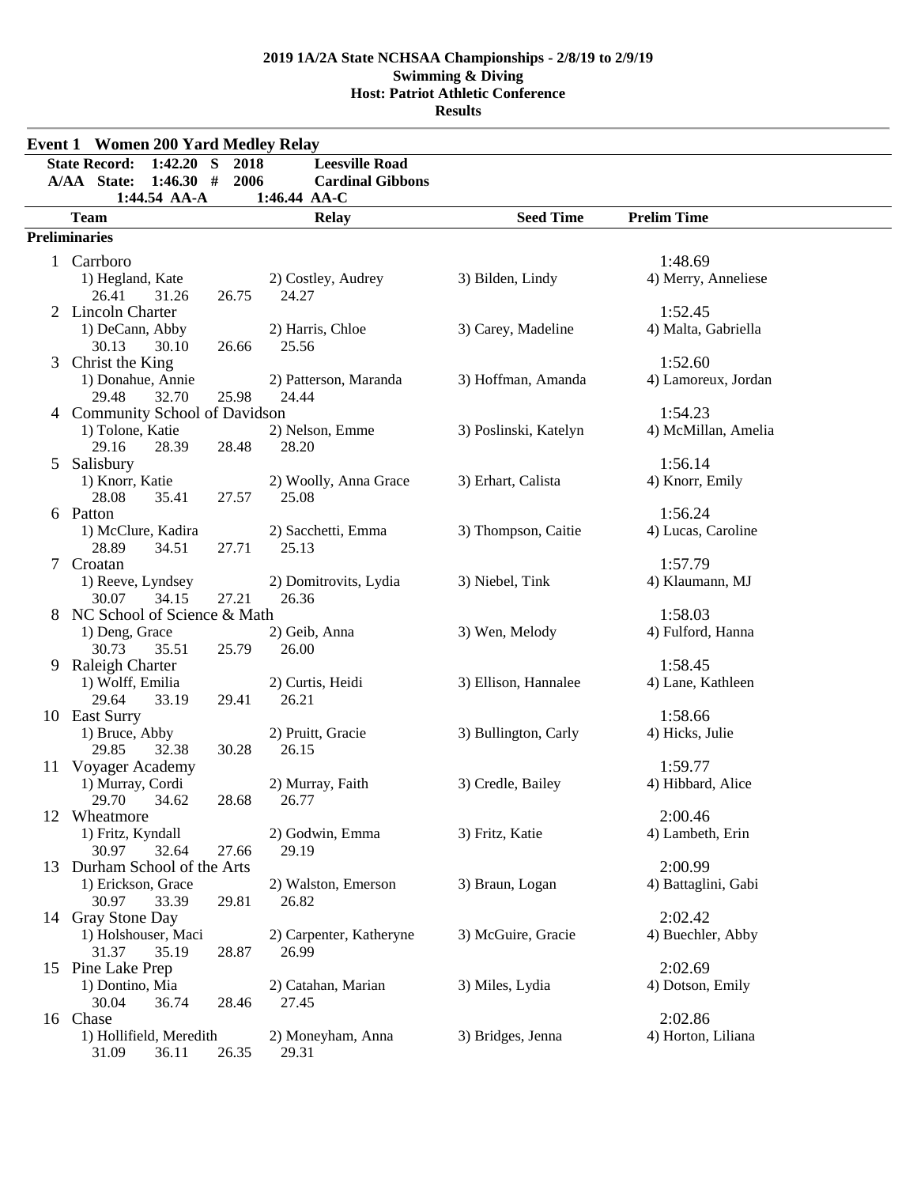**2019 1A/2A State NCHSAA Championships - 2/8/19 to 2/9/19**
**Swimming & Diving**
**Host: Patriot Athletic Conference**
**Results**

## Event 1 Women 200 Yard Medley Relay

| | | | |
|---|---|---|---|
| **State Record:** | 1:42.20 S | 2018 | **Leesville Road** |
| **A/AA State:** | 1:46.30 # | 2006 | **Cardinal Gibbons** |
| | 1:44.54 AA-A | | 1:46.44 AA-C |

| | Team | Relay | | Seed Time | Prelim Time |
|---|---|---|---|---|---|

**Preliminaries**

| Place | Team | | | | Prelim Time |
|---|---|---|---|---|---|
| 1 | Carrboro | | | | 1:48.69 |
| | 1) Hegland, Kate | 2) Costley, Audrey | 3) Bilden, Lindy | 4) Merry, Anneliese | |
| | 26.41 31.26 26.75 | 24.27 | | | |
| 2 | Lincoln Charter | | | | 1:52.45 |
| | 1) DeCann, Abby | 2) Harris, Chloe | 3) Carey, Madeline | 4) Malta, Gabriella | |
| | 30.13 30.10 26.66 | 25.56 | | | |
| 3 | Christ the King | | | | 1:52.60 |
| | 1) Donahue, Annie | 2) Patterson, Maranda | 3) Hoffman, Amanda | 4) Lamoreux, Jordan | |
| | 29.48 32.70 25.98 | 24.44 | | | |
| 4 | Community School of Davidson | | | | 1:54.23 |
| | 1) Tolone, Katie | 2) Nelson, Emme | 3) Poslinski, Katelyn | 4) McMillan, Amelia | |
| | 29.16 28.39 28.48 | 28.20 | | | |
| 5 | Salisbury | | | | 1:56.14 |
| | 1) Knorr, Katie | 2) Woolly, Anna Grace | 3) Erhart, Calista | 4) Knorr, Emily | |
| | 28.08 35.41 27.57 | 25.08 | | | |
| 6 | Patton | | | | 1:56.24 |
| | 1) McClure, Kadira | 2) Sacchetti, Emma | 3) Thompson, Caitie | 4) Lucas, Caroline | |
| | 28.89 34.51 27.71 | 25.13 | | | |
| 7 | Croatan | | | | 1:57.79 |
| | 1) Reeve, Lyndsey | 2) Domitrovits, Lydia | 3) Niebel, Tink | 4) Klaumann, MJ | |
| | 30.07 34.15 27.21 | 26.36 | | | |
| 8 | NC School of Science & Math | | | | 1:58.03 |
| | 1) Deng, Grace | 2) Geib, Anna | 3) Wen, Melody | 4) Fulford, Hanna | |
| | 30.73 35.51 25.79 | 26.00 | | | |
| 9 | Raleigh Charter | | | | 1:58.45 |
| | 1) Wolff, Emilia | 2) Curtis, Heidi | 3) Ellison, Hannalee | 4) Lane, Kathleen | |
| | 29.64 33.19 29.41 | 26.21 | | | |
| 10 | East Surry | | | | 1:58.66 |
| | 1) Bruce, Abby | 2) Pruitt, Gracie | 3) Bullington, Carly | 4) Hicks, Julie | |
| | 29.85 32.38 30.28 | 26.15 | | | |
| 11 | Voyager Academy | | | | 1:59.77 |
| | 1) Murray, Cordi | 2) Murray, Faith | 3) Credle, Bailey | 4) Hibbard, Alice | |
| | 29.70 34.62 28.68 | 26.77 | | | |
| 12 | Wheatmore | | | | 2:00.46 |
| | 1) Fritz, Kyndall | 2) Godwin, Emma | 3) Fritz, Katie | 4) Lambeth, Erin | |
| | 30.97 32.64 27.66 | 29.19 | | | |
| 13 | Durham School of the Arts | | | | 2:00.99 |
| | 1) Erickson, Grace | 2) Walston, Emerson | 3) Braun, Logan | 4) Battaglini, Gabi | |
| | 30.97 33.39 29.81 | 26.82 | | | |
| 14 | Gray Stone Day | | | | 2:02.42 |
| | 1) Holshouser, Maci | 2) Carpenter, Katheryne | 3) McGuire, Gracie | 4) Buechler, Abby | |
| | 31.37 35.19 28.87 | 26.99 | | | |
| 15 | Pine Lake Prep | | | | 2:02.69 |
| | 1) Dontino, Mia | 2) Catahan, Marian | 3) Miles, Lydia | 4) Dotson, Emily | |
| | 30.04 36.74 28.46 | 27.45 | | | |
| 16 | Chase | | | | 2:02.86 |
| | 1) Hollifield, Meredith | 2) Moneyham, Anna | 3) Bridges, Jenna | 4) Horton, Liliana | |
| | 31.09 36.11 26.35 | 29.31 | | | |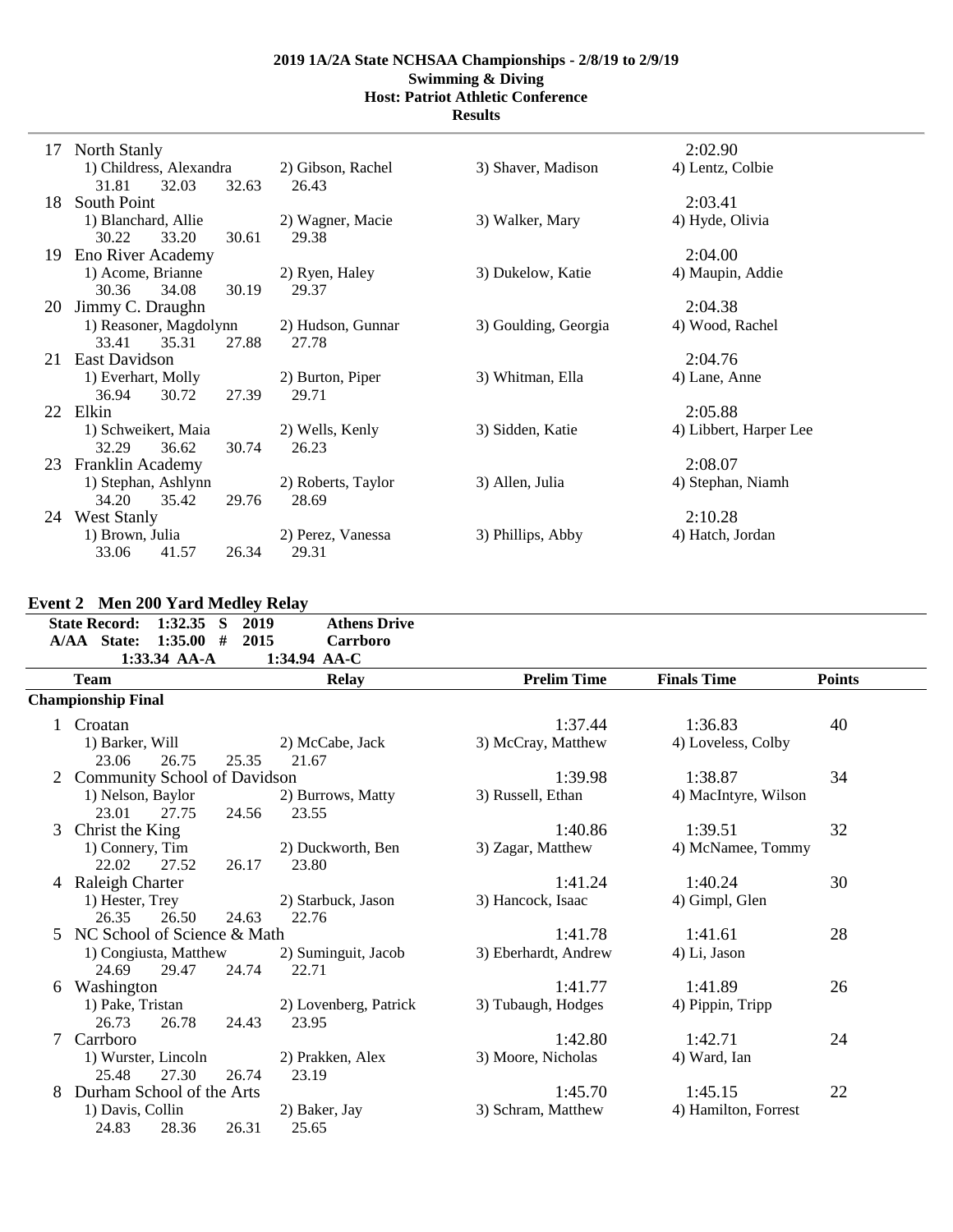**2019 1A/2A State NCHSAA Championships - 2/8/19 to 2/9/19**
**Swimming & Diving**
**Host: Patriot Athletic Conference**
**Results**

| | Team | | | | Finals Time |
|---|---|---|---|---|---|
| 17 | North Stanly | | | | 2:02.90 |
| | 1) Childress, Alexandra | 2) Gibson, Rachel | 3) Shaver, Madison | 4) Lentz, Colbie | |
| | 31.81 32.03 32.63 | 26.43 | | | |
| 18 | South Point | | | | 2:03.41 |
| | 1) Blanchard, Allie | 2) Wagner, Macie | 3) Walker, Mary | 4) Hyde, Olivia | |
| | 30.22 33.20 30.61 | 29.38 | | | |
| 19 | Eno River Academy | | | | 2:04.00 |
| | 1) Acome, Brianne | 2) Ryen, Haley | 3) Dukelow, Katie | 4) Maupin, Addie | |
| | 30.36 34.08 30.19 | 29.37 | | | |
| 20 | Jimmy C. Draughn | | | | 2:04.38 |
| | 1) Reasoner, Magdolynn | 2) Hudson, Gunnar | 3) Goulding, Georgia | 4) Wood, Rachel | |
| | 33.41 35.31 27.88 | 27.78 | | | |
| 21 | East Davidson | | | | 2:04.76 |
| | 1) Everhart, Molly | 2) Burton, Piper | 3) Whitman, Ella | 4) Lane, Anne | |
| | 36.94 30.72 27.39 | 29.71 | | | |
| 22 | Elkin | | | | 2:05.88 |
| | 1) Schweikert, Maia | 2) Wells, Kenly | 3) Sidden, Katie | 4) Libbert, Harper Lee | |
| | 32.29 36.62 30.74 | 26.23 | | | |
| 23 | Franklin Academy | | | | 2:08.07 |
| | 1) Stephan, Ashlynn | 2) Roberts, Taylor | 3) Allen, Julia | 4) Stephan, Niamh | |
| | 34.20 35.42 29.76 | 28.69 | | | |
| 24 | West Stanly | | | | 2:10.28 |
| | 1) Brown, Julia | 2) Perez, Vanessa | 3) Phillips, Abby | 4) Hatch, Jordan | |
| | 33.06 41.57 26.34 | 29.31 | | | |

## Event 2 Men 200 Yard Medley Relay

State Record: 1:32.35 S 2019 Athens Drive
A/AA State: 1:35.00 # 2015 Carrboro
1:33.34 AA-A 1:34.94 AA-C

| | Team | Relay | Prelim Time | Finals Time | Points |
|---|---|---|---|---|---|
| **Championship Final** | | | | | |
| 1 | Croatan | | 1:37.44 | 1:36.83 | 40 |
| | 1) Barker, Will | 2) McCabe, Jack | 3) McCray, Matthew | 4) Loveless, Colby | |
| | 23.06 26.75 25.35 | 21.67 | | | |
| 2 | Community School of Davidson | | 1:39.98 | 1:38.87 | 34 |
| | 1) Nelson, Baylor | 2) Burrows, Matty | 3) Russell, Ethan | 4) MacIntyre, Wilson | |
| | 23.01 27.75 24.56 | 23.55 | | | |
| 3 | Christ the King | | 1:40.86 | 1:39.51 | 32 |
| | 1) Connery, Tim | 2) Duckworth, Ben | 3) Zagar, Matthew | 4) McNamee, Tommy | |
| | 22.02 27.52 26.17 | 23.80 | | | |
| 4 | Raleigh Charter | | 1:41.24 | 1:40.24 | 30 |
| | 1) Hester, Trey | 2) Starbuck, Jason | 3) Hancock, Isaac | 4) Gimpl, Glen | |
| | 26.35 26.50 24.63 | 22.76 | | | |
| 5 | NC School of Science & Math | | 1:41.78 | 1:41.61 | 28 |
| | 1) Congiusta, Matthew | 2) Suminguit, Jacob | 3) Eberhardt, Andrew | 4) Li, Jason | |
| | 24.69 29.47 24.74 | 22.71 | | | |
| 6 | Washington | | 1:41.77 | 1:41.89 | 26 |
| | 1) Pake, Tristan | 2) Lovenberg, Patrick | 3) Tubaugh, Hodges | 4) Pippin, Tripp | |
| | 26.73 26.78 24.43 | 23.95 | | | |
| 7 | Carrboro | | 1:42.80 | 1:42.71 | 24 |
| | 1) Wurster, Lincoln | 2) Prakken, Alex | 3) Moore, Nicholas | 4) Ward, Ian | |
| | 25.48 27.30 26.74 | 23.19 | | | |
| 8 | Durham School of the Arts | | 1:45.70 | 1:45.15 | 22 |
| | 1) Davis, Collin | 2) Baker, Jay | 3) Schram, Matthew | 4) Hamilton, Forrest | |
| | 24.83 28.36 26.31 | 25.65 | | | |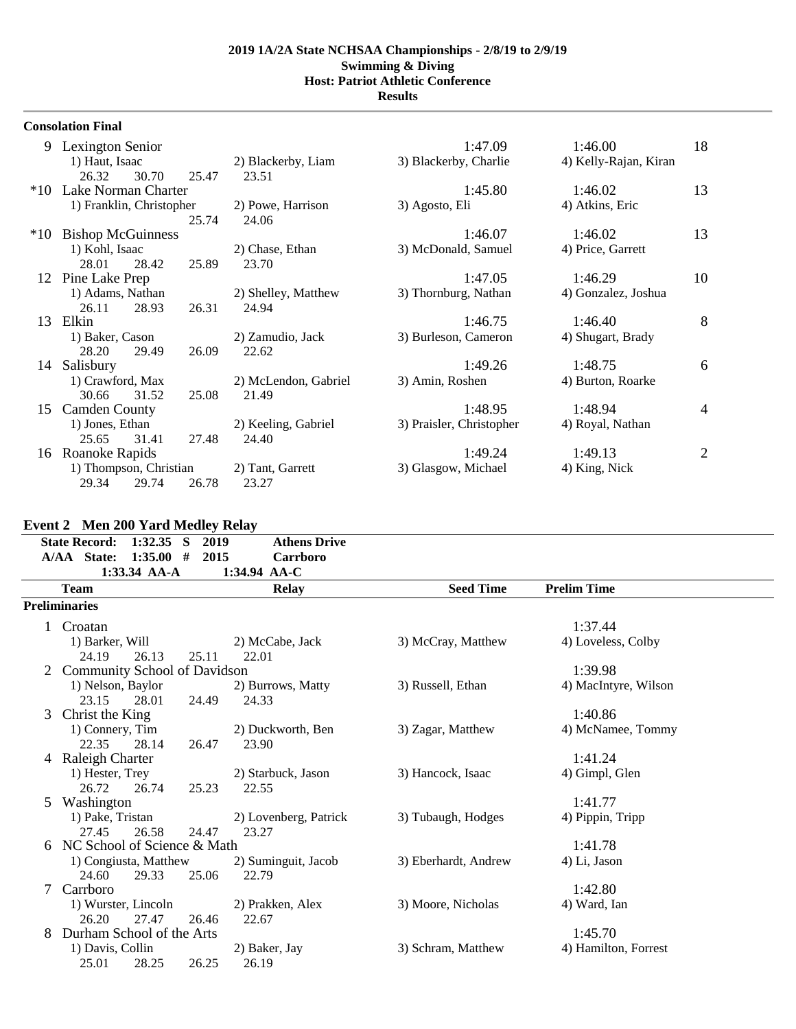**2019 1A/2A State NCHSAA Championships - 2/8/19 to 2/9/19**
**Swimming & Diving**
**Host: Patriot Athletic Conference**
**Results**

### Consolation Final

| | Team | | | Seed Time | Finals Time | Points |
|---|---|---|---|---|---|---|
| 9 | Lexington Senior | | | 1:47.09 | 1:46.00 | 18 |
| | 1) Haut, Isaac | 2) Blackerby, Liam | 3) Blackerby, Charlie | 4) Kelly-Rajan, Kiran | | |
| | 26.32 30.70 25.47 | 23.51 | | | | |
| *10 | Lake Norman Charter | | | 1:45.80 | 1:46.02 | 13 |
| | 1) Franklin, Christopher | 2) Powe, Harrison | 3) Agosto, Eli | 4) Atkins, Eric | | |
| | 25.74 | 24.06 | | | | |
| *10 | Bishop McGuinness | | | 1:46.07 | 1:46.02 | 13 |
| | 1) Kohl, Isaac | 2) Chase, Ethan | 3) McDonald, Samuel | 4) Price, Garrett | | |
| | 28.01 28.42 25.89 | 23.70 | | | | |
| 12 | Pine Lake Prep | | | 1:47.05 | 1:46.29 | 10 |
| | 1) Adams, Nathan | 2) Shelley, Matthew | 3) Thornburg, Nathan | 4) Gonzalez, Joshua | | |
| | 26.11 28.93 26.31 | 24.94 | | | | |
| 13 | Elkin | | | 1:46.75 | 1:46.40 | 8 |
| | 1) Baker, Cason | 2) Zamudio, Jack | 3) Burleson, Cameron | 4) Shugart, Brady | | |
| | 28.20 29.49 26.09 | 22.62 | | | | |
| 14 | Salisbury | | | 1:49.26 | 1:48.75 | 6 |
| | 1) Crawford, Max | 2) McLendon, Gabriel | 3) Amin, Roshen | 4) Burton, Roarke | | |
| | 30.66 31.52 25.08 | 21.49 | | | | |
| 15 | Camden County | | | 1:48.95 | 1:48.94 | 4 |
| | 1) Jones, Ethan | 2) Keeling, Gabriel | 3) Praisler, Christopher | 4) Royal, Nathan | | |
| | 25.65 31.41 27.48 | 24.40 | | | | |
| 16 | Roanoke Rapids | | | 1:49.24 | 1:49.13 | 2 |
| | 1) Thompson, Christian | 2) Tant, Garrett | 3) Glasgow, Michael | 4) King, Nick | | |
| | 29.34 29.74 26.78 | 23.27 | | | | |

## Event 2 Men 200 Yard Medley Relay

State Record: 1:32.35 S 2019 Athens Drive
A/AA State: 1:35.00 # 2015 Carrboro
1:33.34 AA-A 1:34.94 AA-C

| | Team | Relay | | Seed Time | Prelim Time |
|---|---|---|---|---|---|
| **Preliminaries** | | | | | |
| 1 | Croatan | | | | 1:37.44 |
| | 1) Barker, Will | 2) McCabe, Jack | 3) McCray, Matthew | | 4) Loveless, Colby |
| | 24.19 26.13 25.11 | 22.01 | | | |
| 2 | Community School of Davidson | | | | 1:39.98 |
| | 1) Nelson, Baylor | 2) Burrows, Matty | 3) Russell, Ethan | | 4) MacIntyre, Wilson |
| | 23.15 28.01 24.49 | 24.33 | | | |
| 3 | Christ the King | | | | 1:40.86 |
| | 1) Connery, Tim | 2) Duckworth, Ben | 3) Zagar, Matthew | | 4) McNamee, Tommy |
| | 22.35 28.14 26.47 | 23.90 | | | |
| 4 | Raleigh Charter | | | | 1:41.24 |
| | 1) Hester, Trey | 2) Starbuck, Jason | 3) Hancock, Isaac | | 4) Gimpl, Glen |
| | 26.72 26.74 25.23 | 22.55 | | | |
| 5 | Washington | | | | 1:41.77 |
| | 1) Pake, Tristan | 2) Lovenberg, Patrick | 3) Tubaugh, Hodges | | 4) Pippin, Tripp |
| | 27.45 26.58 24.47 | 23.27 | | | |
| 6 | NC School of Science & Math | | | | 1:41.78 |
| | 1) Congiusta, Matthew | 2) Suminguit, Jacob | 3) Eberhardt, Andrew | | 4) Li, Jason |
| | 24.60 29.33 25.06 | 22.79 | | | |
| 7 | Carrboro | | | | 1:42.80 |
| | 1) Wurster, Lincoln | 2) Prakken, Alex | 3) Moore, Nicholas | | 4) Ward, Ian |
| | 26.20 27.47 26.46 | 22.67 | | | |
| 8 | Durham School of the Arts | | | | 1:45.70 |
| | 1) Davis, Collin | 2) Baker, Jay | 3) Schram, Matthew | | 4) Hamilton, Forrest |
| | 25.01 28.25 26.25 | 26.19 | | | |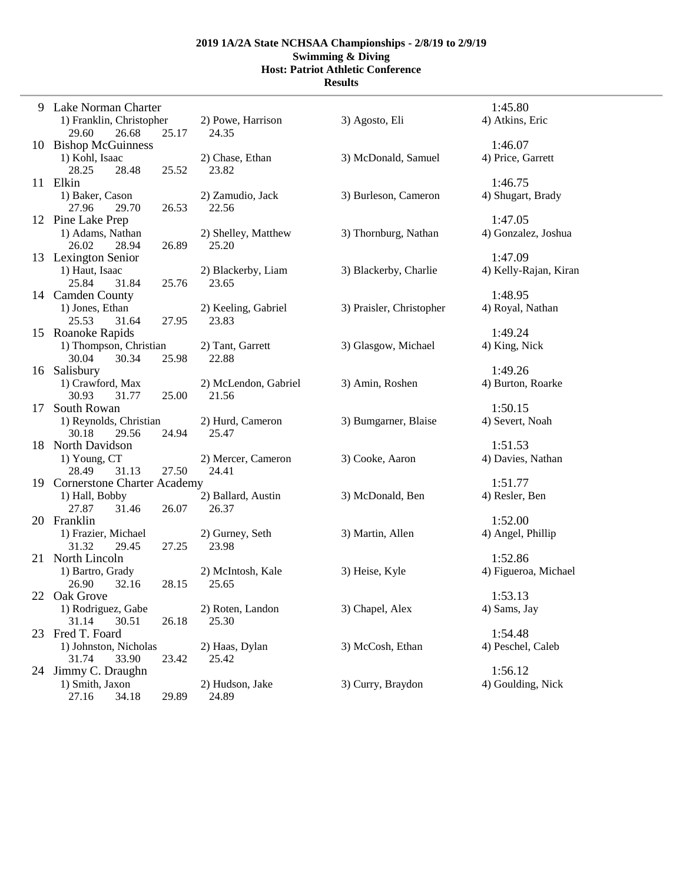**2019 1A/2A State NCHSAA Championships - 2/8/19 to 2/9/19**
**Swimming & Diving**
**Host: Patriot Athletic Conference**
**Results**

| Place | Team | | | | Time |
|---|---|---|---|---|---|
| 9 | Lake Norman Charter | | | | 1:45.80 |
| | 1) Franklin, Christopher | 2) Powe, Harrison | 3) Agosto, Eli | 4) Atkins, Eric | |
| | 29.60 26.68 25.17 | 24.35 | | | |
| 10 | Bishop McGuinness | | | | 1:46.07 |
| | 1) Kohl, Isaac | 2) Chase, Ethan | 3) McDonald, Samuel | 4) Price, Garrett | |
| | 28.25 28.48 25.52 | 23.82 | | | |
| 11 | Elkin | | | | 1:46.75 |
| | 1) Baker, Cason | 2) Zamudio, Jack | 3) Burleson, Cameron | 4) Shugart, Brady | |
| | 27.96 29.70 26.53 | 22.56 | | | |
| 12 | Pine Lake Prep | | | | 1:47.05 |
| | 1) Adams, Nathan | 2) Shelley, Matthew | 3) Thornburg, Nathan | 4) Gonzalez, Joshua | |
| | 26.02 28.94 26.89 | 25.20 | | | |
| 13 | Lexington Senior | | | | 1:47.09 |
| | 1) Haut, Isaac | 2) Blackerby, Liam | 3) Blackerby, Charlie | 4) Kelly-Rajan, Kiran | |
| | 25.84 31.84 25.76 | 23.65 | | | |
| 14 | Camden County | | | | 1:48.95 |
| | 1) Jones, Ethan | 2) Keeling, Gabriel | 3) Praisler, Christopher | 4) Royal, Nathan | |
| | 25.53 31.64 27.95 | 23.83 | | | |
| 15 | Roanoke Rapids | | | | 1:49.24 |
| | 1) Thompson, Christian | 2) Tant, Garrett | 3) Glasgow, Michael | 4) King, Nick | |
| | 30.04 30.34 25.98 | 22.88 | | | |
| 16 | Salisbury | | | | 1:49.26 |
| | 1) Crawford, Max | 2) McLendon, Gabriel | 3) Amin, Roshen | 4) Burton, Roarke | |
| | 30.93 31.77 25.00 | 21.56 | | | |
| 17 | South Rowan | | | | 1:50.15 |
| | 1) Reynolds, Christian | 2) Hurd, Cameron | 3) Bumgarner, Blaise | 4) Severt, Noah | |
| | 30.18 29.56 24.94 | 25.47 | | | |
| 18 | North Davidson | | | | 1:51.53 |
| | 1) Young, CT | 2) Mercer, Cameron | 3) Cooke, Aaron | 4) Davies, Nathan | |
| | 28.49 31.13 27.50 | 24.41 | | | |
| 19 | Cornerstone Charter Academy | | | | 1:51.77 |
| | 1) Hall, Bobby | 2) Ballard, Austin | 3) McDonald, Ben | 4) Resler, Ben | |
| | 27.87 31.46 26.07 | 26.37 | | | |
| 20 | Franklin | | | | 1:52.00 |
| | 1) Frazier, Michael | 2) Gurney, Seth | 3) Martin, Allen | 4) Angel, Phillip | |
| | 31.32 29.45 27.25 | 23.98 | | | |
| 21 | North Lincoln | | | | 1:52.86 |
| | 1) Bartro, Grady | 2) McIntosh, Kale | 3) Heise, Kyle | 4) Figueroa, Michael | |
| | 26.90 32.16 28.15 | 25.65 | | | |
| 22 | Oak Grove | | | | 1:53.13 |
| | 1) Rodriguez, Gabe | 2) Roten, Landon | 3) Chapel, Alex | 4) Sams, Jay | |
| | 31.14 30.51 26.18 | 25.30 | | | |
| 23 | Fred T. Foard | | | | 1:54.48 |
| | 1) Johnston, Nicholas | 2) Haas, Dylan | 3) McCosh, Ethan | 4) Peschel, Caleb | |
| | 31.74 33.90 23.42 | 25.42 | | | |
| 24 | Jimmy C. Draughn | | | | 1:56.12 |
| | 1) Smith, Jaxon | 2) Hudson, Jake | 3) Curry, Braydon | 4) Goulding, Nick | |
| | 27.16 34.18 29.89 | 24.89 | | | |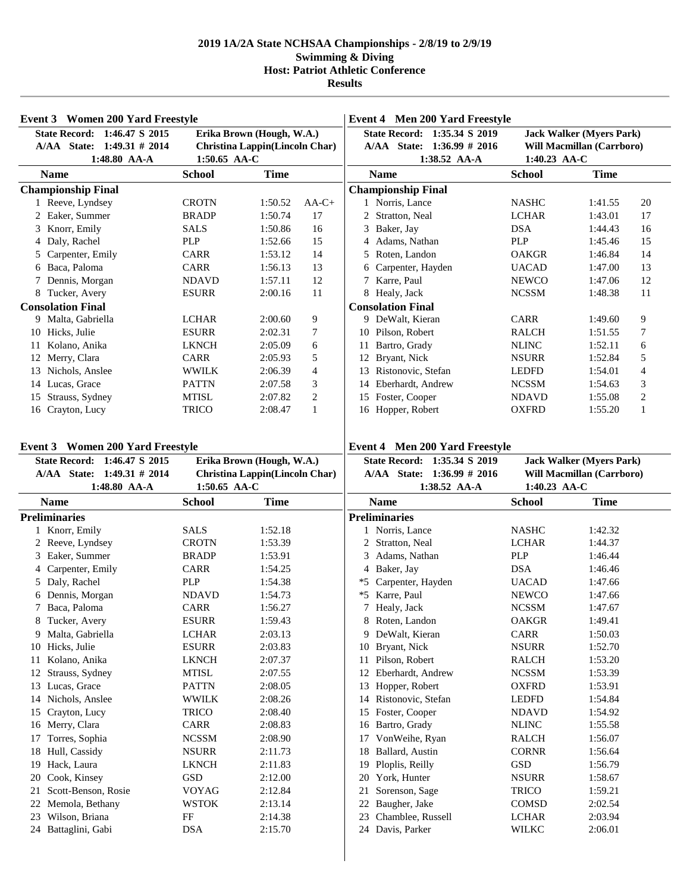# 2019 1A/2A State NCHSAA Championships - 2/8/19 to 2/9/19

## Swimming & Diving

## Host: Patriot Athletic Conference

## Results

### Event 3 Women 200 Yard Freestyle

State Record: 1:46.47 S 2015 — Erika Brown (Hough, W.A.)
A/AA State: 1:49.31 # 2014 — Christina Lappin(Lincoln Char)
1:48.80 AA-A — 1:50.65 AA-C

| Name | School | Time | |
|---|---|---|---|
| **Championship Final** | | | |
| 1 Reeve, Lyndsey | CROTN | 1:50.52 | AA-C+ |
| 2 Eaker, Summer | BRADP | 1:50.74 | 17 |
| 3 Knorr, Emily | SALS | 1:50.86 | 16 |
| 4 Daly, Rachel | PLP | 1:52.66 | 15 |
| 5 Carpenter, Emily | CARR | 1:53.12 | 14 |
| 6 Baca, Paloma | CARR | 1:56.13 | 13 |
| 7 Dennis, Morgan | NDAVD | 1:57.11 | 12 |
| 8 Tucker, Avery | ESURR | 2:00.16 | 11 |
| **Consolation Final** | | | |
| 9 Malta, Gabriella | LCHAR | 2:00.60 | 9 |
| 10 Hicks, Julie | ESURR | 2:02.31 | 7 |
| 11 Kolano, Anika | LKNCH | 2:05.09 | 6 |
| 12 Merry, Clara | CARR | 2:05.93 | 5 |
| 13 Nichols, Anslee | WWILK | 2:06.39 | 4 |
| 14 Lucas, Grace | PATTN | 2:07.58 | 3 |
| 15 Strauss, Sydney | MTISL | 2:07.82 | 2 |
| 16 Crayton, Lucy | TRICO | 2:08.47 | 1 |

### Event 4 Men 200 Yard Freestyle

State Record: 1:35.34 S 2019 — Jack Walker (Myers Park)
A/AA State: 1:36.99 # 2016 — Will Macmillan (Carrboro)
1:38.52 AA-A — 1:40.23 AA-C

| Name | School | Time | |
|---|---|---|---|
| **Championship Final** | | | |
| 1 Norris, Lance | NASHC | 1:41.55 | 20 |
| 2 Stratton, Neal | LCHAR | 1:43.01 | 17 |
| 3 Baker, Jay | DSA | 1:44.43 | 16 |
| 4 Adams, Nathan | PLP | 1:45.46 | 15 |
| 5 Roten, Landon | OAKGR | 1:46.84 | 14 |
| 6 Carpenter, Hayden | UACAD | 1:47.00 | 13 |
| 7 Karre, Paul | NEWCO | 1:47.06 | 12 |
| 8 Healy, Jack | NCSSM | 1:48.38 | 11 |
| **Consolation Final** | | | |
| 9 DeWalt, Kieran | CARR | 1:49.60 | 9 |
| 10 Pilson, Robert | RALCH | 1:51.55 | 7 |
| 11 Bartro, Grady | NLINC | 1:52.11 | 6 |
| 12 Bryant, Nick | NSURR | 1:52.84 | 5 |
| 13 Ristonovic, Stefan | LEDFD | 1:54.01 | 4 |
| 14 Eberhardt, Andrew | NCSSM | 1:54.63 | 3 |
| 15 Foster, Cooper | NDAVD | 1:55.08 | 2 |
| 16 Hopper, Robert | OXFRD | 1:55.20 | 1 |

### Event 3 Women 200 Yard Freestyle

State Record: 1:46.47 S 2015 — Erika Brown (Hough, W.A.)
A/AA State: 1:49.31 # 2014 — Christina Lappin(Lincoln Char)
1:48.80 AA-A — 1:50.65 AA-C

| Name | School | Time |
|---|---|---|
| **Preliminaries** | | |
| 1 Knorr, Emily | SALS | 1:52.18 |
| 2 Reeve, Lyndsey | CROTN | 1:53.39 |
| 3 Eaker, Summer | BRADP | 1:53.91 |
| 4 Carpenter, Emily | CARR | 1:54.25 |
| 5 Daly, Rachel | PLP | 1:54.38 |
| 6 Dennis, Morgan | NDAVD | 1:54.73 |
| 7 Baca, Paloma | CARR | 1:56.27 |
| 8 Tucker, Avery | ESURR | 1:59.43 |
| 9 Malta, Gabriella | LCHAR | 2:03.13 |
| 10 Hicks, Julie | ESURR | 2:03.83 |
| 11 Kolano, Anika | LKNCH | 2:07.37 |
| 12 Strauss, Sydney | MTISL | 2:07.55 |
| 13 Lucas, Grace | PATTN | 2:08.05 |
| 14 Nichols, Anslee | WWILK | 2:08.26 |
| 15 Crayton, Lucy | TRICO | 2:08.40 |
| 16 Merry, Clara | CARR | 2:08.83 |
| 17 Torres, Sophia | NCSSM | 2:08.90 |
| 18 Hull, Cassidy | NSURR | 2:11.73 |
| 19 Hack, Laura | LKNCH | 2:11.83 |
| 20 Cook, Kinsey | GSD | 2:12.00 |
| 21 Scott-Benson, Rosie | VOYAG | 2:12.84 |
| 22 Memola, Bethany | WSTOK | 2:13.14 |
| 23 Wilson, Briana | FF | 2:14.38 |
| 24 Battaglini, Gabi | DSA | 2:15.70 |

### Event 4 Men 200 Yard Freestyle

State Record: 1:35.34 S 2019 — Jack Walker (Myers Park)
A/AA State: 1:36.99 # 2016 — Will Macmillan (Carrboro)
1:38.52 AA-A — 1:40.23 AA-C

| Name | School | Time |
|---|---|---|
| **Preliminaries** | | |
| 1 Norris, Lance | NASHC | 1:42.32 |
| 2 Stratton, Neal | LCHAR | 1:44.37 |
| 3 Adams, Nathan | PLP | 1:46.44 |
| 4 Baker, Jay | DSA | 1:46.46 |
| *5 Carpenter, Hayden | UACAD | 1:47.66 |
| *5 Karre, Paul | NEWCO | 1:47.66 |
| 7 Healy, Jack | NCSSM | 1:47.67 |
| 8 Roten, Landon | OAKGR | 1:49.41 |
| 9 DeWalt, Kieran | CARR | 1:50.03 |
| 10 Bryant, Nick | NSURR | 1:52.70 |
| 11 Pilson, Robert | RALCH | 1:53.20 |
| 12 Eberhardt, Andrew | NCSSM | 1:53.39 |
| 13 Hopper, Robert | OXFRD | 1:53.91 |
| 14 Ristonovic, Stefan | LEDFD | 1:54.84 |
| 15 Foster, Cooper | NDAVD | 1:54.92 |
| 16 Bartro, Grady | NLINC | 1:55.58 |
| 17 VonWeihe, Ryan | RALCH | 1:56.07 |
| 18 Ballard, Austin | CORNR | 1:56.64 |
| 19 Ploplis, Reilly | GSD | 1:56.79 |
| 20 York, Hunter | NSURR | 1:58.67 |
| 21 Sorenson, Sage | TRICO | 1:59.21 |
| 22 Baugher, Jake | COMSD | 2:02.54 |
| 23 Chamblee, Russell | LCHAR | 2:03.94 |
| 24 Davis, Parker | WILKC | 2:06.01 |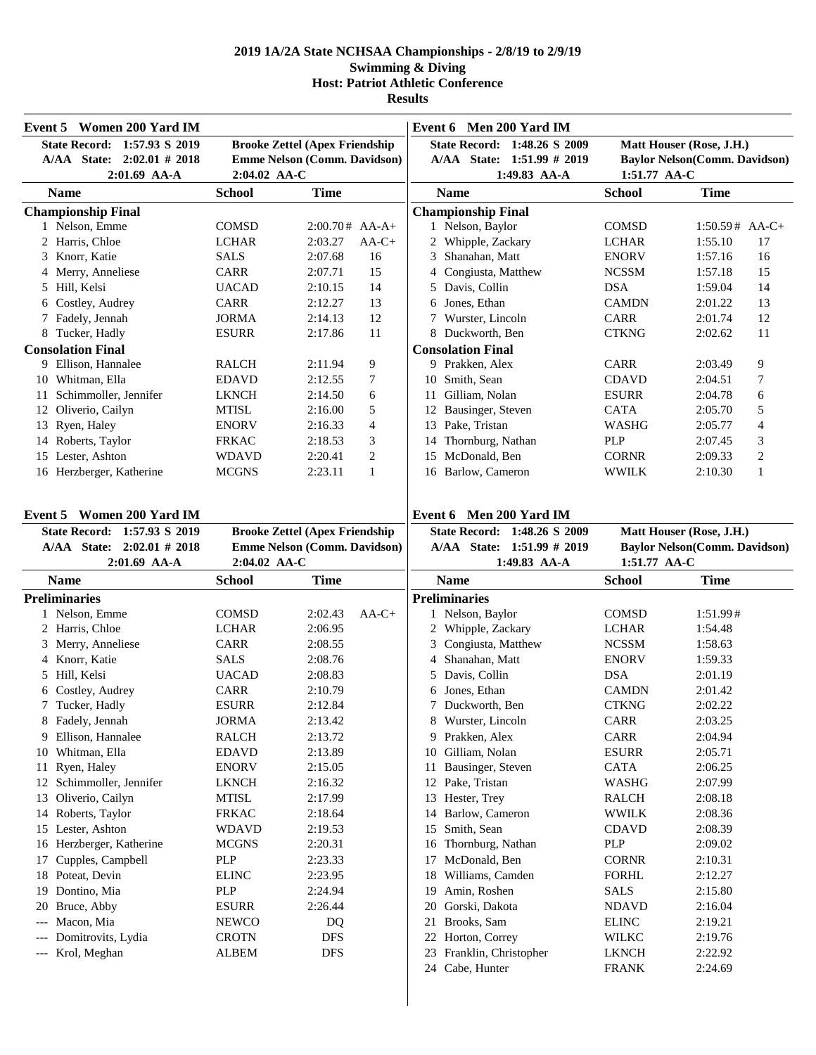# 2019 1A/2A State NCHSAA Championships - 2/8/19 to 2/9/19
## Swimming & Diving
## Host: Patriot Athletic Conference
## Results

### Event 5 Women 200 Yard IM

State Record: 1:57.93 S 2019 — Brooke Zettel (Apex Friendship
A/AA State: 2:02.01 # 2018 — Emme Nelson (Comm. Davidson)
2:01.69 AA-A — 2:04.02 AA-C

| | Name | School | Time | |
|---|---|---|---|---|
| **Championship Final** | | | | |
| 1 | Nelson, Emme | COMSD | 2:00.70# | AA-A+ |
| 2 | Harris, Chloe | LCHAR | 2:03.27 | AA-C+ |
| 3 | Knorr, Katie | SALS | 2:07.68 | 16 |
| 4 | Merry, Anneliese | CARR | 2:07.71 | 15 |
| 5 | Hill, Kelsi | UACAD | 2:10.15 | 14 |
| 6 | Costley, Audrey | CARR | 2:12.27 | 13 |
| 7 | Fadely, Jennah | JORMA | 2:14.13 | 12 |
| 8 | Tucker, Hadly | ESURR | 2:17.86 | 11 |
| **Consolation Final** | | | | |
| 9 | Ellison, Hannalee | RALCH | 2:11.94 | 9 |
| 10 | Whitman, Ella | EDAVD | 2:12.55 | 7 |
| 11 | Schimmoller, Jennifer | LKNCH | 2:14.50 | 6 |
| 12 | Oliverio, Cailyn | MTISL | 2:16.00 | 5 |
| 13 | Ryen, Haley | ENORV | 2:16.33 | 4 |
| 14 | Roberts, Taylor | FRKAC | 2:18.53 | 3 |
| 15 | Lester, Ashton | WDAVD | 2:20.41 | 2 |
| 16 | Herzberger, Katherine | MCGNS | 2:23.11 | 1 |

### Event 6 Men 200 Yard IM

State Record: 1:48.26 S 2009 — Matt Houser (Rose, J.H.)
A/AA State: 1:51.99 # 2019 — Baylor Nelson(Comm. Davidson)
1:49.83 AA-A — 1:51.77 AA-C

| | Name | School | Time | |
|---|---|---|---|---|
| **Championship Final** | | | | |
| 1 | Nelson, Baylor | COMSD | 1:50.59# | AA-C+ |
| 2 | Whipple, Zackary | LCHAR | 1:55.10 | 17 |
| 3 | Shanahan, Matt | ENORV | 1:57.16 | 16 |
| 4 | Congiusta, Matthew | NCSSM | 1:57.18 | 15 |
| 5 | Davis, Collin | DSA | 1:59.04 | 14 |
| 6 | Jones, Ethan | CAMDN | 2:01.22 | 13 |
| 7 | Wurster, Lincoln | CARR | 2:01.74 | 12 |
| 8 | Duckworth, Ben | CTKNG | 2:02.62 | 11 |
| **Consolation Final** | | | | |
| 9 | Prakken, Alex | CARR | 2:03.49 | 9 |
| 10 | Smith, Sean | CDAVD | 2:04.51 | 7 |
| 11 | Gilliam, Nolan | ESURR | 2:04.78 | 6 |
| 12 | Bausinger, Steven | CATA | 2:05.70 | 5 |
| 13 | Pake, Tristan | WASHG | 2:05.77 | 4 |
| 14 | Thornburg, Nathan | PLP | 2:07.45 | 3 |
| 15 | McDonald, Ben | CORNR | 2:09.33 | 2 |
| 16 | Barlow, Cameron | WWILK | 2:10.30 | 1 |

### Event 5 Women 200 Yard IM

State Record: 1:57.93 S 2019 — Brooke Zettel (Apex Friendship
A/AA State: 2:02.01 # 2018 — Emme Nelson (Comm. Davidson)
2:01.69 AA-A — 2:04.02 AA-C

| | Name | School | Time | |
|---|---|---|---|---|
| **Preliminaries** | | | | |
| 1 | Nelson, Emme | COMSD | 2:02.43 | AA-C+ |
| 2 | Harris, Chloe | LCHAR | 2:06.95 | |
| 3 | Merry, Anneliese | CARR | 2:08.55 | |
| 4 | Knorr, Katie | SALS | 2:08.76 | |
| 5 | Hill, Kelsi | UACAD | 2:08.83 | |
| 6 | Costley, Audrey | CARR | 2:10.79 | |
| 7 | Tucker, Hadly | ESURR | 2:12.84 | |
| 8 | Fadely, Jennah | JORMA | 2:13.42 | |
| 9 | Ellison, Hannalee | RALCH | 2:13.72 | |
| 10 | Whitman, Ella | EDAVD | 2:13.89 | |
| 11 | Ryen, Haley | ENORV | 2:15.05 | |
| 12 | Schimmoller, Jennifer | LKNCH | 2:16.32 | |
| 13 | Oliverio, Cailyn | MTISL | 2:17.99 | |
| 14 | Roberts, Taylor | FRKAC | 2:18.64 | |
| 15 | Lester, Ashton | WDAVD | 2:19.53 | |
| 16 | Herzberger, Katherine | MCGNS | 2:20.31 | |
| 17 | Cupples, Campbell | PLP | 2:23.33 | |
| 18 | Poteat, Devin | ELINC | 2:23.95 | |
| 19 | Dontino, Mia | PLP | 2:24.94 | |
| 20 | Bruce, Abby | ESURR | 2:26.44 | |
| --- | Macon, Mia | NEWCO | DQ | |
| --- | Domitrovits, Lydia | CROTN | DFS | |
| --- | Krol, Meghan | ALBEM | DFS | |

### Event 6 Men 200 Yard IM

State Record: 1:48.26 S 2009 — Matt Houser (Rose, J.H.)
A/AA State: 1:51.99 # 2019 — Baylor Nelson(Comm. Davidson)
1:49.83 AA-A — 1:51.77 AA-C

| | Name | School | Time |
|---|---|---|---|
| **Preliminaries** | | | |
| 1 | Nelson, Baylor | COMSD | 1:51.99# |
| 2 | Whipple, Zackary | LCHAR | 1:54.48 |
| 3 | Congiusta, Matthew | NCSSM | 1:58.63 |
| 4 | Shanahan, Matt | ENORV | 1:59.33 |
| 5 | Davis, Collin | DSA | 2:01.19 |
| 6 | Jones, Ethan | CAMDN | 2:01.42 |
| 7 | Duckworth, Ben | CTKNG | 2:02.22 |
| 8 | Wurster, Lincoln | CARR | 2:03.25 |
| 9 | Prakken, Alex | CARR | 2:04.94 |
| 10 | Gilliam, Nolan | ESURR | 2:05.71 |
| 11 | Bausinger, Steven | CATA | 2:06.25 |
| 12 | Pake, Tristan | WASHG | 2:07.99 |
| 13 | Hester, Trey | RALCH | 2:08.18 |
| 14 | Barlow, Cameron | WWILK | 2:08.36 |
| 15 | Smith, Sean | CDAVD | 2:08.39 |
| 16 | Thornburg, Nathan | PLP | 2:09.02 |
| 17 | McDonald, Ben | CORNR | 2:10.31 |
| 18 | Williams, Camden | FORHL | 2:12.27 |
| 19 | Amin, Roshen | SALS | 2:15.80 |
| 20 | Gorski, Dakota | NDAVD | 2:16.04 |
| 21 | Brooks, Sam | ELINC | 2:19.21 |
| 22 | Horton, Correy | WILKC | 2:19.76 |
| 23 | Franklin, Christopher | LKNCH | 2:22.92 |
| 24 | Cabe, Hunter | FRANK | 2:24.69 |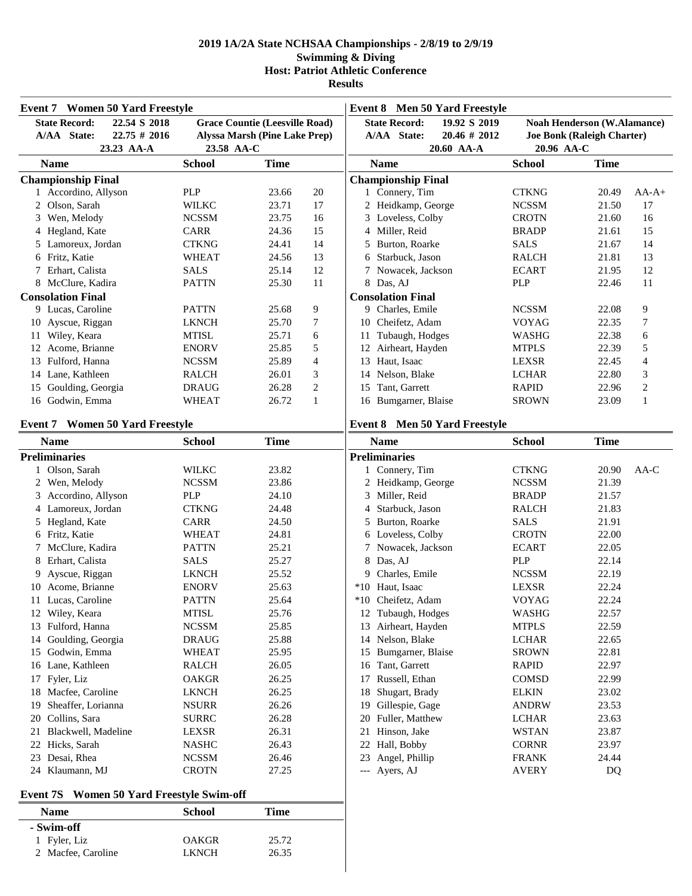# 2019 1A/2A State NCHSAA Championships - 2/8/19 to 2/9/19

## Swimming & Diving

## Host: Patriot Athletic Conference

## Results

### Event 7 Women 50 Yard Freestyle

| | | | |
|---|---|---|---|
| State Record: | 22.54 S 2018 | Grace Countie (Leesville Road) | |
| A/AA State: | 22.75 # 2016 | Alyssa Marsh (Pine Lake Prep) | |
| | 23.23 AA-A | 23.58 AA-C | |

| Name | School | Time | Points |
|---|---|---|---|
| **Championship Final** | | | |
| 1 Accordino, Allyson | PLP | 23.66 | 20 |
| 2 Olson, Sarah | WILKC | 23.71 | 17 |
| 3 Wen, Melody | NCSSM | 23.75 | 16 |
| 4 Hegland, Kate | CARR | 24.36 | 15 |
| 5 Lamoreux, Jordan | CTKNG | 24.41 | 14 |
| 6 Fritz, Katie | WHEAT | 24.56 | 13 |
| 7 Erhart, Calista | SALS | 25.14 | 12 |
| 8 McClure, Kadira | PATTN | 25.30 | 11 |
| **Consolation Final** | | | |
| 9 Lucas, Caroline | PATTN | 25.68 | 9 |
| 10 Ayscue, Riggan | LKNCH | 25.70 | 7 |
| 11 Wiley, Keara | MTISL | 25.71 | 6 |
| 12 Acome, Brianne | ENORV | 25.85 | 5 |
| 13 Fulford, Hanna | NCSSM | 25.89 | 4 |
| 14 Lane, Kathleen | RALCH | 26.01 | 3 |
| 15 Goulding, Georgia | DRAUG | 26.28 | 2 |
| 16 Godwin, Emma | WHEAT | 26.72 | 1 |

### Event 7 Women 50 Yard Freestyle

| Name | School | Time |
|---|---|---|
| **Preliminaries** | | |
| 1 Olson, Sarah | WILKC | 23.82 |
| 2 Wen, Melody | NCSSM | 23.86 |
| 3 Accordino, Allyson | PLP | 24.10 |
| 4 Lamoreux, Jordan | CTKNG | 24.48 |
| 5 Hegland, Kate | CARR | 24.50 |
| 6 Fritz, Katie | WHEAT | 24.81 |
| 7 McClure, Kadira | PATTN | 25.21 |
| 8 Erhart, Calista | SALS | 25.27 |
| 9 Ayscue, Riggan | LKNCH | 25.52 |
| 10 Acome, Brianne | ENORV | 25.63 |
| 11 Lucas, Caroline | PATTN | 25.64 |
| 12 Wiley, Keara | MTISL | 25.76 |
| 13 Fulford, Hanna | NCSSM | 25.85 |
| 14 Goulding, Georgia | DRAUG | 25.88 |
| 15 Godwin, Emma | WHEAT | 25.95 |
| 16 Lane, Kathleen | RALCH | 26.05 |
| 17 Fyler, Liz | OAKGR | 26.25 |
| 18 Macfee, Caroline | LKNCH | 26.25 |
| 19 Sheaffer, Lorianna | NSURR | 26.26 |
| 20 Collins, Sara | SURRC | 26.28 |
| 21 Blackwell, Madeline | LEXSR | 26.31 |
| 22 Hicks, Sarah | NASHC | 26.43 |
| 23 Desai, Rhea | NCSSM | 26.46 |
| 24 Klaumann, MJ | CROTN | 27.25 |

### Event 7S Women 50 Yard Freestyle Swim-off

| Name | School | Time |
|---|---|---|
| **- Swim-off** | | |
| 1 Fyler, Liz | OAKGR | 25.72 |
| 2 Macfee, Caroline | LKNCH | 26.35 |

### Event 8 Men 50 Yard Freestyle

| | | | |
|---|---|---|---|
| State Record: | 19.92 S 2019 | Noah Henderson (W.Alamance) | |
| A/AA State: | 20.46 # 2012 | Joe Bonk (Raleigh Charter) | |
| | 20.60 AA-A | 20.96 AA-C | |

| Name | School | Time | Points |
|---|---|---|---|
| **Championship Final** | | | |
| 1 Connery, Tim | CTKNG | 20.49 | AA-A+ |
| 2 Heidkamp, George | NCSSM | 21.50 | 17 |
| 3 Loveless, Colby | CROTN | 21.60 | 16 |
| 4 Miller, Reid | BRADP | 21.61 | 15 |
| 5 Burton, Roarke | SALS | 21.67 | 14 |
| 6 Starbuck, Jason | RALCH | 21.81 | 13 |
| 7 Nowacek, Jackson | ECART | 21.95 | 12 |
| 8 Das, AJ | PLP | 22.46 | 11 |
| **Consolation Final** | | | |
| 9 Charles, Emile | NCSSM | 22.08 | 9 |
| 10 Cheifetz, Adam | VOYAG | 22.35 | 7 |
| 11 Tubaugh, Hodges | WASHG | 22.38 | 6 |
| 12 Airheart, Hayden | MTPLS | 22.39 | 5 |
| 13 Haut, Isaac | LEXSR | 22.45 | 4 |
| 14 Nelson, Blake | LCHAR | 22.80 | 3 |
| 15 Tant, Garrett | RAPID | 22.96 | 2 |
| 16 Bumgarner, Blaise | SROWN | 23.09 | 1 |

### Event 8 Men 50 Yard Freestyle

| Name | School | Time | |
|---|---|---|---|
| **Preliminaries** | | | |
| 1 Connery, Tim | CTKNG | 20.90 | AA-C |
| 2 Heidkamp, George | NCSSM | 21.39 | |
| 3 Miller, Reid | BRADP | 21.57 | |
| 4 Starbuck, Jason | RALCH | 21.83 | |
| 5 Burton, Roarke | SALS | 21.91 | |
| 6 Loveless, Colby | CROTN | 22.00 | |
| 7 Nowacek, Jackson | ECART | 22.05 | |
| 8 Das, AJ | PLP | 22.14 | |
| 9 Charles, Emile | NCSSM | 22.19 | |
| *10 Haut, Isaac | LEXSR | 22.24 | |
| *10 Cheifetz, Adam | VOYAG | 22.24 | |
| 12 Tubaugh, Hodges | WASHG | 22.57 | |
| 13 Airheart, Hayden | MTPLS | 22.59 | |
| 14 Nelson, Blake | LCHAR | 22.65 | |
| 15 Bumgarner, Blaise | SROWN | 22.81 | |
| 16 Tant, Garrett | RAPID | 22.97 | |
| 17 Russell, Ethan | COMSD | 22.99 | |
| 18 Shugart, Brady | ELKIN | 23.02 | |
| 19 Gillespie, Gage | ANDRW | 23.53 | |
| 20 Fuller, Matthew | LCHAR | 23.63 | |
| 21 Hinson, Jake | WSTAN | 23.87 | |
| 22 Hall, Bobby | CORNR | 23.97 | |
| 23 Angel, Phillip | FRANK | 24.44 | |
| --- Ayers, AJ | AVERY | DQ | |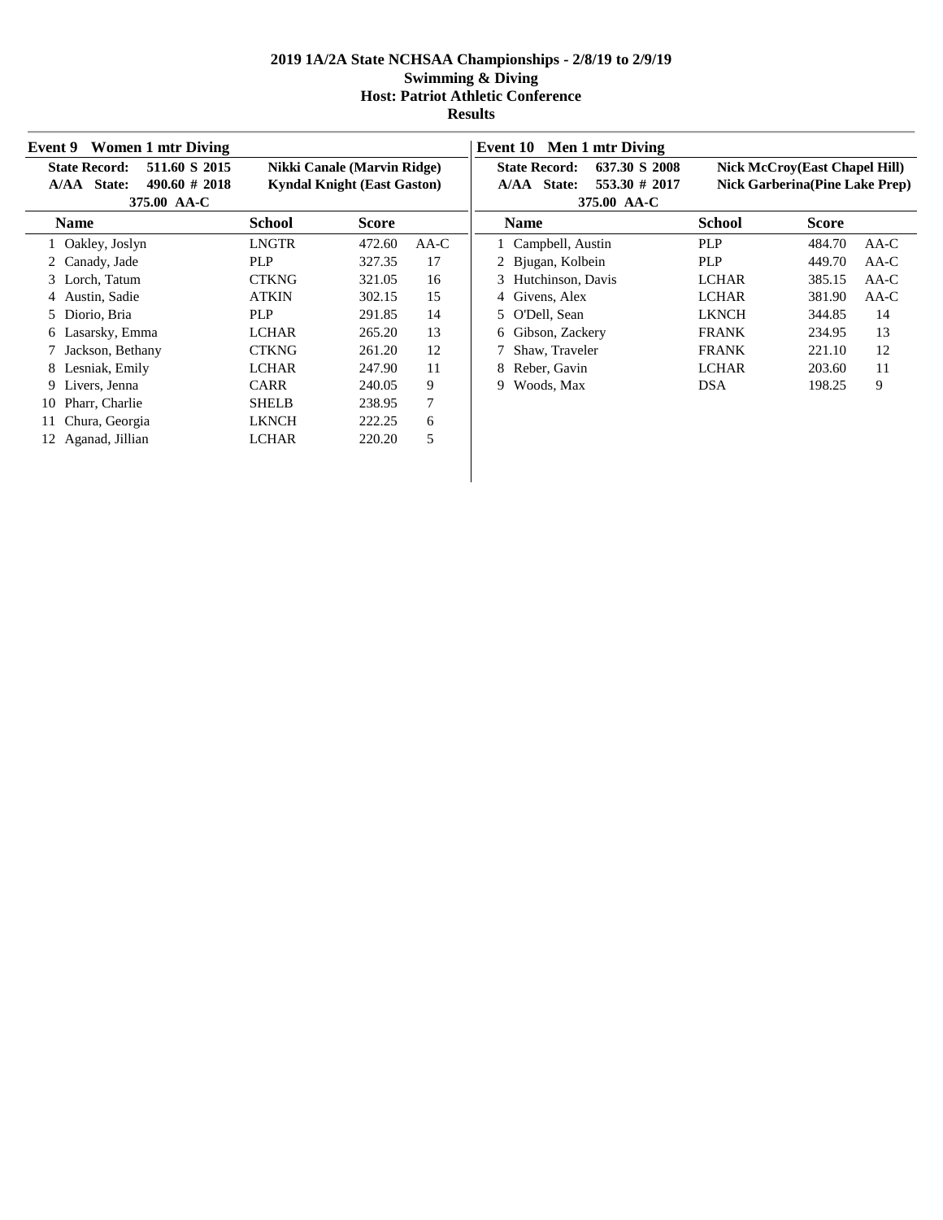# 2019 1A/2A State NCHSAA Championships - 2/8/19 to 2/9/19

## Swimming & Diving

## Host: Patriot Athletic Conference

## Results

### Event 9 Women 1 mtr Diving

**State Record:** 511.60 S 2015 **Nikki Canale (Marvin Ridge)**
**A/AA State:** 490.60 # 2018 **Kyndal Knight (East Gaston)**
**375.00 AA-C**

| | Name | School | Score | |
|---|---|---|---|---|
| 1 | Oakley, Joslyn | LNGTR | 472.60 | AA-C |
| 2 | Canady, Jade | PLP | 327.35 | 17 |
| 3 | Lorch, Tatum | CTKNG | 321.05 | 16 |
| 4 | Austin, Sadie | ATKIN | 302.15 | 15 |
| 5 | Diorio, Bria | PLP | 291.85 | 14 |
| 6 | Lasarsky, Emma | LCHAR | 265.20 | 13 |
| 7 | Jackson, Bethany | CTKNG | 261.20 | 12 |
| 8 | Lesniak, Emily | LCHAR | 247.90 | 11 |
| 9 | Livers, Jenna | CARR | 240.05 | 9 |
| 10 | Pharr, Charlie | SHELB | 238.95 | 7 |
| 11 | Chura, Georgia | LKNCH | 222.25 | 6 |
| 12 | Aganad, Jillian | LCHAR | 220.20 | 5 |

### Event 10 Men 1 mtr Diving

**State Record:** 637.30 S 2008 **Nick McCroy(East Chapel Hill)**
**A/AA State:** 553.30 # 2017 **Nick Garberina(Pine Lake Prep)**
**375.00 AA-C**

| | Name | School | Score | |
|---|---|---|---|---|
| 1 | Campbell, Austin | PLP | 484.70 | AA-C |
| 2 | Bjugan, Kolbein | PLP | 449.70 | AA-C |
| 3 | Hutchinson, Davis | LCHAR | 385.15 | AA-C |
| 4 | Givens, Alex | LCHAR | 381.90 | AA-C |
| 5 | O'Dell, Sean | LKNCH | 344.85 | 14 |
| 6 | Gibson, Zackery | FRANK | 234.95 | 13 |
| 7 | Shaw, Traveler | FRANK | 221.10 | 12 |
| 8 | Reber, Gavin | LCHAR | 203.60 | 11 |
| 9 | Woods, Max | DSA | 198.25 | 9 |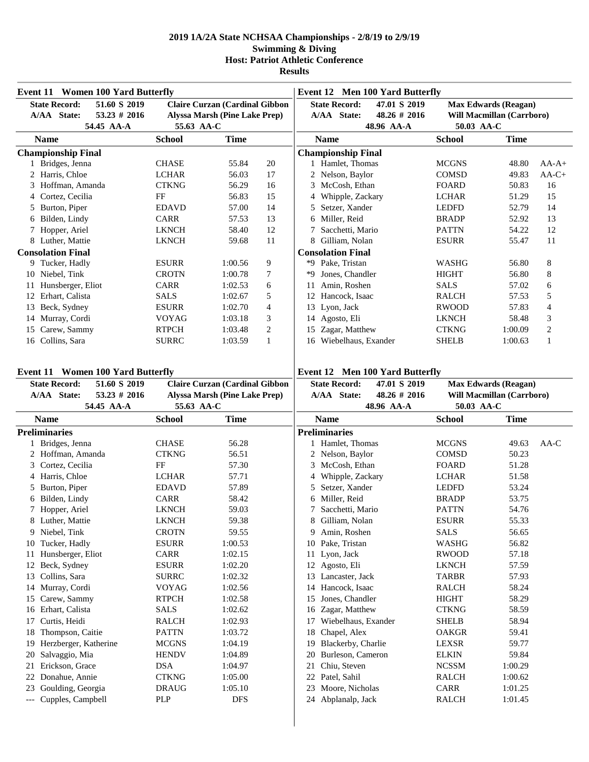# 2019 1A/2A State NCHSAA Championships - 2/8/19 to 2/9/19
## Swimming & Diving
## Host: Patriot Athletic Conference
## Results

### Event 11 Women 100 Yard Butterfly

| | | | |
|---|---|---|---|
| State Record: | 51.60 S 2019 | Claire Curzan (Cardinal Gibbon | |
| A/AA State: | 53.23 # 2016 | Alyssa Marsh (Pine Lake Prep) | |
| | 54.45 AA-A | 55.63 AA-C | |

**Championship Final**

| | Name | School | Time | Points |
|---|---|---|---|---|
| 1 | Bridges, Jenna | CHASE | 55.84 | 20 |
| 2 | Harris, Chloe | LCHAR | 56.03 | 17 |
| 3 | Hoffman, Amanda | CTKNG | 56.29 | 16 |
| 4 | Cortez, Cecilia | FF | 56.83 | 15 |
| 5 | Burton, Piper | EDAVD | 57.00 | 14 |
| 6 | Bilden, Lindy | CARR | 57.53 | 13 |
| 7 | Hopper, Ariel | LKNCH | 58.40 | 12 |
| 8 | Luther, Mattie | LKNCH | 59.68 | 11 |

**Consolation Final**

| | Name | School | Time | Points |
|---|---|---|---|---|
| 9 | Tucker, Hadly | ESURR | 1:00.56 | 9 |
| 10 | Niebel, Tink | CROTN | 1:00.78 | 7 |
| 11 | Hunsberger, Eliot | CARR | 1:02.53 | 6 |
| 12 | Erhart, Calista | SALS | 1:02.67 | 5 |
| 13 | Beck, Sydney | ESURR | 1:02.70 | 4 |
| 14 | Murray, Cordi | VOYAG | 1:03.18 | 3 |
| 15 | Carew, Sammy | RTPCH | 1:03.48 | 2 |
| 16 | Collins, Sara | SURRC | 1:03.59 | 1 |

### Event 12 Men 100 Yard Butterfly

| | | | |
|---|---|---|---|
| State Record: | 47.01 S 2019 | Max Edwards (Reagan) | |
| A/AA State: | 48.26 # 2016 | Will Macmillan (Carrboro) | |
| | 48.96 AA-A | 50.03 AA-C | |

**Championship Final**

| | Name | School | Time | |
|---|---|---|---|---|
| 1 | Hamlet, Thomas | MCGNS | 48.80 | AA-A+ |
| 2 | Nelson, Baylor | COMSD | 49.83 | AA-C+ |
| 3 | McCosh, Ethan | FOARD | 50.83 | 16 |
| 4 | Whipple, Zackary | LCHAR | 51.29 | 15 |
| 5 | Setzer, Xander | LEDFD | 52.79 | 14 |
| 6 | Miller, Reid | BRADP | 52.92 | 13 |
| 7 | Sacchetti, Mario | PATTN | 54.22 | 12 |
| 8 | Gilliam, Nolan | ESURR | 55.47 | 11 |

**Consolation Final**

| | Name | School | Time | Points |
|---|---|---|---|---|
| *9 | Pake, Tristan | WASHG | 56.80 | 8 |
| *9 | Jones, Chandler | HIGHT | 56.80 | 8 |
| 11 | Amin, Roshen | SALS | 57.02 | 6 |
| 12 | Hancock, Isaac | RALCH | 57.53 | 5 |
| 13 | Lyon, Jack | RWOOD | 57.83 | 4 |
| 14 | Agosto, Eli | LKNCH | 58.48 | 3 |
| 15 | Zagar, Matthew | CTKNG | 1:00.09 | 2 |
| 16 | Wiebelhaus, Exander | SHELB | 1:00.63 | 1 |

### Event 11 Women 100 Yard Butterfly

| | | | |
|---|---|---|---|
| State Record: | 51.60 S 2019 | Claire Curzan (Cardinal Gibbon | |
| A/AA State: | 53.23 # 2016 | Alyssa Marsh (Pine Lake Prep) | |
| | 54.45 AA-A | 55.63 AA-C | |

**Preliminaries**

| | Name | School | Time |
|---|---|---|---|
| 1 | Bridges, Jenna | CHASE | 56.28 |
| 2 | Hoffman, Amanda | CTKNG | 56.51 |
| 3 | Cortez, Cecilia | FF | 57.30 |
| 4 | Harris, Chloe | LCHAR | 57.71 |
| 5 | Burton, Piper | EDAVD | 57.89 |
| 6 | Bilden, Lindy | CARR | 58.42 |
| 7 | Hopper, Ariel | LKNCH | 59.03 |
| 8 | Luther, Mattie | LKNCH | 59.38 |
| 9 | Niebel, Tink | CROTN | 59.55 |
| 10 | Tucker, Hadly | ESURR | 1:00.53 |
| 11 | Hunsberger, Eliot | CARR | 1:02.15 |
| 12 | Beck, Sydney | ESURR | 1:02.20 |
| 13 | Collins, Sara | SURRC | 1:02.32 |
| 14 | Murray, Cordi | VOYAG | 1:02.56 |
| 15 | Carew, Sammy | RTPCH | 1:02.58 |
| 16 | Erhart, Calista | SALS | 1:02.62 |
| 17 | Curtis, Heidi | RALCH | 1:02.93 |
| 18 | Thompson, Caitie | PATTN | 1:03.72 |
| 19 | Herzberger, Katherine | MCGNS | 1:04.19 |
| 20 | Salvaggio, Mia | HENDV | 1:04.89 |
| 21 | Erickson, Grace | DSA | 1:04.97 |
| 22 | Donahue, Annie | CTKNG | 1:05.00 |
| 23 | Goulding, Georgia | DRAUG | 1:05.10 |
| --- | Cupples, Campbell | PLP | DFS |

### Event 12 Men 100 Yard Butterfly

| | | | |
|---|---|---|---|
| State Record: | 47.01 S 2019 | Max Edwards (Reagan) | |
| A/AA State: | 48.26 # 2016 | Will Macmillan (Carrboro) | |
| | 48.96 AA-A | 50.03 AA-C | |

**Preliminaries**

| | Name | School | Time | |
|---|---|---|---|---|
| 1 | Hamlet, Thomas | MCGNS | 49.63 | AA-C |
| 2 | Nelson, Baylor | COMSD | 50.23 | |
| 3 | McCosh, Ethan | FOARD | 51.28 | |
| 4 | Whipple, Zackary | LCHAR | 51.58 | |
| 5 | Setzer, Xander | LEDFD | 53.24 | |
| 6 | Miller, Reid | BRADP | 53.75 | |
| 7 | Sacchetti, Mario | PATTN | 54.76 | |
| 8 | Gilliam, Nolan | ESURR | 55.33 | |
| 9 | Amin, Roshen | SALS | 56.65 | |
| 10 | Pake, Tristan | WASHG | 56.82 | |
| 11 | Lyon, Jack | RWOOD | 57.18 | |
| 12 | Agosto, Eli | LKNCH | 57.59 | |
| 13 | Lancaster, Jack | TARBR | 57.93 | |
| 14 | Hancock, Isaac | RALCH | 58.24 | |
| 15 | Jones, Chandler | HIGHT | 58.29 | |
| 16 | Zagar, Matthew | CTKNG | 58.59 | |
| 17 | Wiebelhaus, Exander | SHELB | 58.94 | |
| 18 | Chapel, Alex | OAKGR | 59.41 | |
| 19 | Blackerby, Charlie | LEXSR | 59.77 | |
| 20 | Burleson, Cameron | ELKIN | 59.84 | |
| 21 | Chiu, Steven | NCSSM | 1:00.29 | |
| 22 | Patel, Sahil | RALCH | 1:00.62 | |
| 23 | Moore, Nicholas | CARR | 1:01.25 | |
| 24 | Abplanalp, Jack | RALCH | 1:01.45 | |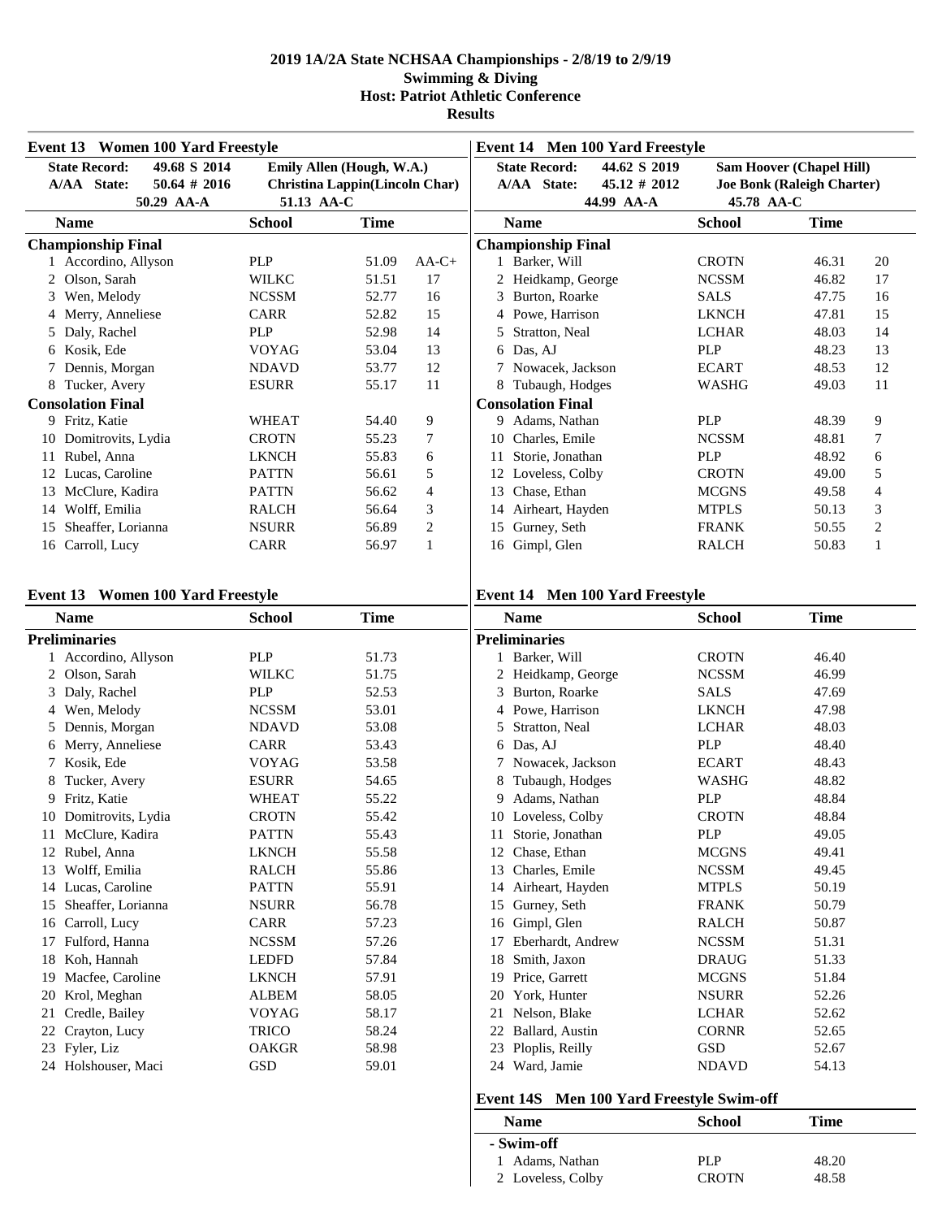# 2019 1A/2A State NCHSAA Championships - 2/8/19 to 2/9/19
## Swimming & Diving
## Host: Patriot Athletic Conference
## Results

### Event 13 Women 100 Yard Freestyle

| | | | |
|---|---|---|---|
| State Record: | 49.68 S 2014 | Emily Allen (Hough, W.A.) | |
| A/AA State: | 50.64 # 2016 | Christina Lappin(Lincoln Char) | |
| | 50.29 AA-A | 51.13 AA-C | |

| Name | School | Time | |
|---|---|---|---|
| **Championship Final** | | | |
| 1 Accordino, Allyson | PLP | 51.09 | AA-C+ |
| 2 Olson, Sarah | WILKC | 51.51 | 17 |
| 3 Wen, Melody | NCSSM | 52.77 | 16 |
| 4 Merry, Anneliese | CARR | 52.82 | 15 |
| 5 Daly, Rachel | PLP | 52.98 | 14 |
| 6 Kosik, Ede | VOYAG | 53.04 | 13 |
| 7 Dennis, Morgan | NDAVD | 53.77 | 12 |
| 8 Tucker, Avery | ESURR | 55.17 | 11 |
| **Consolation Final** | | | |
| 9 Fritz, Katie | WHEAT | 54.40 | 9 |
| 10 Domitrovits, Lydia | CROTN | 55.23 | 7 |
| 11 Rubel, Anna | LKNCH | 55.83 | 6 |
| 12 Lucas, Caroline | PATTN | 56.61 | 5 |
| 13 McClure, Kadira | PATTN | 56.62 | 4 |
| 14 Wolff, Emilia | RALCH | 56.64 | 3 |
| 15 Sheaffer, Lorianna | NSURR | 56.89 | 2 |
| 16 Carroll, Lucy | CARR | 56.97 | 1 |

### Event 14 Men 100 Yard Freestyle

| | | | |
|---|---|---|---|
| State Record: | 44.62 S 2019 | Sam Hoover (Chapel Hill) | |
| A/AA State: | 45.12 # 2012 | Joe Bonk (Raleigh Charter) | |
| | 44.99 AA-A | 45.78 AA-C | |

| Name | School | Time | |
|---|---|---|---|
| **Championship Final** | | | |
| 1 Barker, Will | CROTN | 46.31 | 20 |
| 2 Heidkamp, George | NCSSM | 46.82 | 17 |
| 3 Burton, Roarke | SALS | 47.75 | 16 |
| 4 Powe, Harrison | LKNCH | 47.81 | 15 |
| 5 Stratton, Neal | LCHAR | 48.03 | 14 |
| 6 Das, AJ | PLP | 48.23 | 13 |
| 7 Nowacek, Jackson | ECART | 48.53 | 12 |
| 8 Tubaugh, Hodges | WASHG | 49.03 | 11 |
| **Consolation Final** | | | |
| 9 Adams, Nathan | PLP | 48.39 | 9 |
| 10 Charles, Emile | NCSSM | 48.81 | 7 |
| 11 Storie, Jonathan | PLP | 48.92 | 6 |
| 12 Loveless, Colby | CROTN | 49.00 | 5 |
| 13 Chase, Ethan | MCGNS | 49.58 | 4 |
| 14 Airheart, Hayden | MTPLS | 50.13 | 3 |
| 15 Gurney, Seth | FRANK | 50.55 | 2 |
| 16 Gimpl, Glen | RALCH | 50.83 | 1 |

### Event 13 Women 100 Yard Freestyle

| Name | School | Time |
|---|---|---|
| **Preliminaries** | | |
| 1 Accordino, Allyson | PLP | 51.73 |
| 2 Olson, Sarah | WILKC | 51.75 |
| 3 Daly, Rachel | PLP | 52.53 |
| 4 Wen, Melody | NCSSM | 53.01 |
| 5 Dennis, Morgan | NDAVD | 53.08 |
| 6 Merry, Anneliese | CARR | 53.43 |
| 7 Kosik, Ede | VOYAG | 53.58 |
| 8 Tucker, Avery | ESURR | 54.65 |
| 9 Fritz, Katie | WHEAT | 55.22 |
| 10 Domitrovits, Lydia | CROTN | 55.42 |
| 11 McClure, Kadira | PATTN | 55.43 |
| 12 Rubel, Anna | LKNCH | 55.58 |
| 13 Wolff, Emilia | RALCH | 55.86 |
| 14 Lucas, Caroline | PATTN | 55.91 |
| 15 Sheaffer, Lorianna | NSURR | 56.78 |
| 16 Carroll, Lucy | CARR | 57.23 |
| 17 Fulford, Hanna | NCSSM | 57.26 |
| 18 Koh, Hannah | LEDFD | 57.84 |
| 19 Macfee, Caroline | LKNCH | 57.91 |
| 20 Krol, Meghan | ALBEM | 58.05 |
| 21 Credle, Bailey | VOYAG | 58.17 |
| 22 Crayton, Lucy | TRICO | 58.24 |
| 23 Fyler, Liz | OAKGR | 58.98 |
| 24 Holshouser, Maci | GSD | 59.01 |

### Event 14 Men 100 Yard Freestyle

| Name | School | Time |
|---|---|---|
| **Preliminaries** | | |
| 1 Barker, Will | CROTN | 46.40 |
| 2 Heidkamp, George | NCSSM | 46.99 |
| 3 Burton, Roarke | SALS | 47.69 |
| 4 Powe, Harrison | LKNCH | 47.98 |
| 5 Stratton, Neal | LCHAR | 48.03 |
| 6 Das, AJ | PLP | 48.40 |
| 7 Nowacek, Jackson | ECART | 48.43 |
| 8 Tubaugh, Hodges | WASHG | 48.82 |
| 9 Adams, Nathan | PLP | 48.84 |
| 10 Loveless, Colby | CROTN | 48.84 |
| 11 Storie, Jonathan | PLP | 49.05 |
| 12 Chase, Ethan | MCGNS | 49.41 |
| 13 Charles, Emile | NCSSM | 49.45 |
| 14 Airheart, Hayden | MTPLS | 50.19 |
| 15 Gurney, Seth | FRANK | 50.79 |
| 16 Gimpl, Glen | RALCH | 50.87 |
| 17 Eberhardt, Andrew | NCSSM | 51.31 |
| 18 Smith, Jaxon | DRAUG | 51.33 |
| 19 Price, Garrett | MCGNS | 51.84 |
| 20 York, Hunter | NSURR | 52.26 |
| 21 Nelson, Blake | LCHAR | 52.62 |
| 22 Ballard, Austin | CORNR | 52.65 |
| 23 Ploplis, Reilly | GSD | 52.67 |
| 24 Ward, Jamie | NDAVD | 54.13 |

### Event 14S Men 100 Yard Freestyle Swim-off

| Name | School | Time |
|---|---|---|
| **- Swim-off** | | |
| 1 Adams, Nathan | PLP | 48.20 |
| 2 Loveless, Colby | CROTN | 48.58 |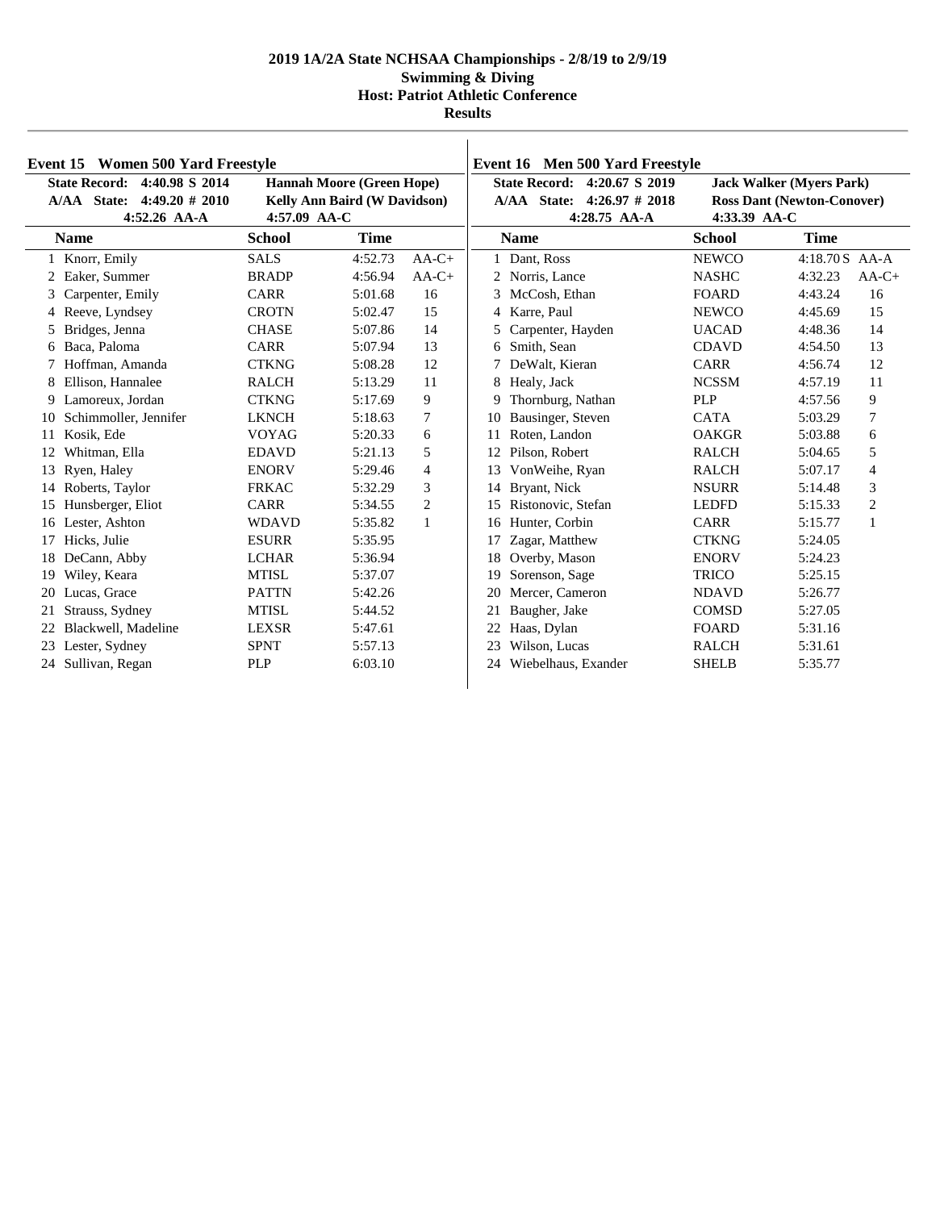# 2019 1A/2A State NCHSAA Championships - 2/8/19 to 2/9/19

## Swimming & Diving

### Host: Patriot Athletic Conference

### Results

## Event 15 Women 500 Yard Freestyle

**State Record: 4:40.98 S 2014** — **Hannah Moore (Green Hope)**
**A/AA State: 4:49.20 # 2010** — **Kelly Ann Baird (W Davidson)**
**4:52.26 AA-A** — **4:57.09 AA-C**

| | Name | School | Time | |
|---|---|---|---|---|
| 1 | Knorr, Emily | SALS | 4:52.73 | AA-C+ |
| 2 | Eaker, Summer | BRADP | 4:56.94 | AA-C+ |
| 3 | Carpenter, Emily | CARR | 5:01.68 | 16 |
| 4 | Reeve, Lyndsey | CROTN | 5:02.47 | 15 |
| 5 | Bridges, Jenna | CHASE | 5:07.86 | 14 |
| 6 | Baca, Paloma | CARR | 5:07.94 | 13 |
| 7 | Hoffman, Amanda | CTKNG | 5:08.28 | 12 |
| 8 | Ellison, Hannalee | RALCH | 5:13.29 | 11 |
| 9 | Lamoreux, Jordan | CTKNG | 5:17.69 | 9 |
| 10 | Schimmoller, Jennifer | LKNCH | 5:18.63 | 7 |
| 11 | Kosik, Ede | VOYAG | 5:20.33 | 6 |
| 12 | Whitman, Ella | EDAVD | 5:21.13 | 5 |
| 13 | Ryen, Haley | ENORV | 5:29.46 | 4 |
| 14 | Roberts, Taylor | FRKAC | 5:32.29 | 3 |
| 15 | Hunsberger, Eliot | CARR | 5:34.55 | 2 |
| 16 | Lester, Ashton | WDAVD | 5:35.82 | 1 |
| 17 | Hicks, Julie | ESURR | 5:35.95 | |
| 18 | DeCann, Abby | LCHAR | 5:36.94 | |
| 19 | Wiley, Keara | MTISL | 5:37.07 | |
| 20 | Lucas, Grace | PATTN | 5:42.26 | |
| 21 | Strauss, Sydney | MTISL | 5:44.52 | |
| 22 | Blackwell, Madeline | LEXSR | 5:47.61 | |
| 23 | Lester, Sydney | SPNT | 5:57.13 | |
| 24 | Sullivan, Regan | PLP | 6:03.10 | |

## Event 16 Men 500 Yard Freestyle

**State Record: 4:20.67 S 2019** — **Jack Walker (Myers Park)**
**A/AA State: 4:26.97 # 2018** — **Ross Dant (Newton-Conover)**
**4:28.75 AA-A** — **4:33.39 AA-C**

| | Name | School | Time | |
|---|---|---|---|---|
| 1 | Dant, Ross | NEWCO | 4:18.70 S | AA-A |
| 2 | Norris, Lance | NASHC | 4:32.23 | AA-C+ |
| 3 | McCosh, Ethan | FOARD | 4:43.24 | 16 |
| 4 | Karre, Paul | NEWCO | 4:45.69 | 15 |
| 5 | Carpenter, Hayden | UACAD | 4:48.36 | 14 |
| 6 | Smith, Sean | CDAVD | 4:54.50 | 13 |
| 7 | DeWalt, Kieran | CARR | 4:56.74 | 12 |
| 8 | Healy, Jack | NCSSM | 4:57.19 | 11 |
| 9 | Thornburg, Nathan | PLP | 4:57.56 | 9 |
| 10 | Bausinger, Steven | CATA | 5:03.29 | 7 |
| 11 | Roten, Landon | OAKGR | 5:03.88 | 6 |
| 12 | Pilson, Robert | RALCH | 5:04.65 | 5 |
| 13 | VonWeihe, Ryan | RALCH | 5:07.17 | 4 |
| 14 | Bryant, Nick | NSURR | 5:14.48 | 3 |
| 15 | Ristonovic, Stefan | LEDFD | 5:15.33 | 2 |
| 16 | Hunter, Corbin | CARR | 5:15.77 | 1 |
| 17 | Zagar, Matthew | CTKNG | 5:24.05 | |
| 18 | Overby, Mason | ENORV | 5:24.23 | |
| 19 | Sorenson, Sage | TRICO | 5:25.15 | |
| 20 | Mercer, Cameron | NDAVD | 5:26.77 | |
| 21 | Baugher, Jake | COMSD | 5:27.05 | |
| 22 | Haas, Dylan | FOARD | 5:31.16 | |
| 23 | Wilson, Lucas | RALCH | 5:31.61 | |
| 24 | Wiebelhaus, Exander | SHELB | 5:35.77 | |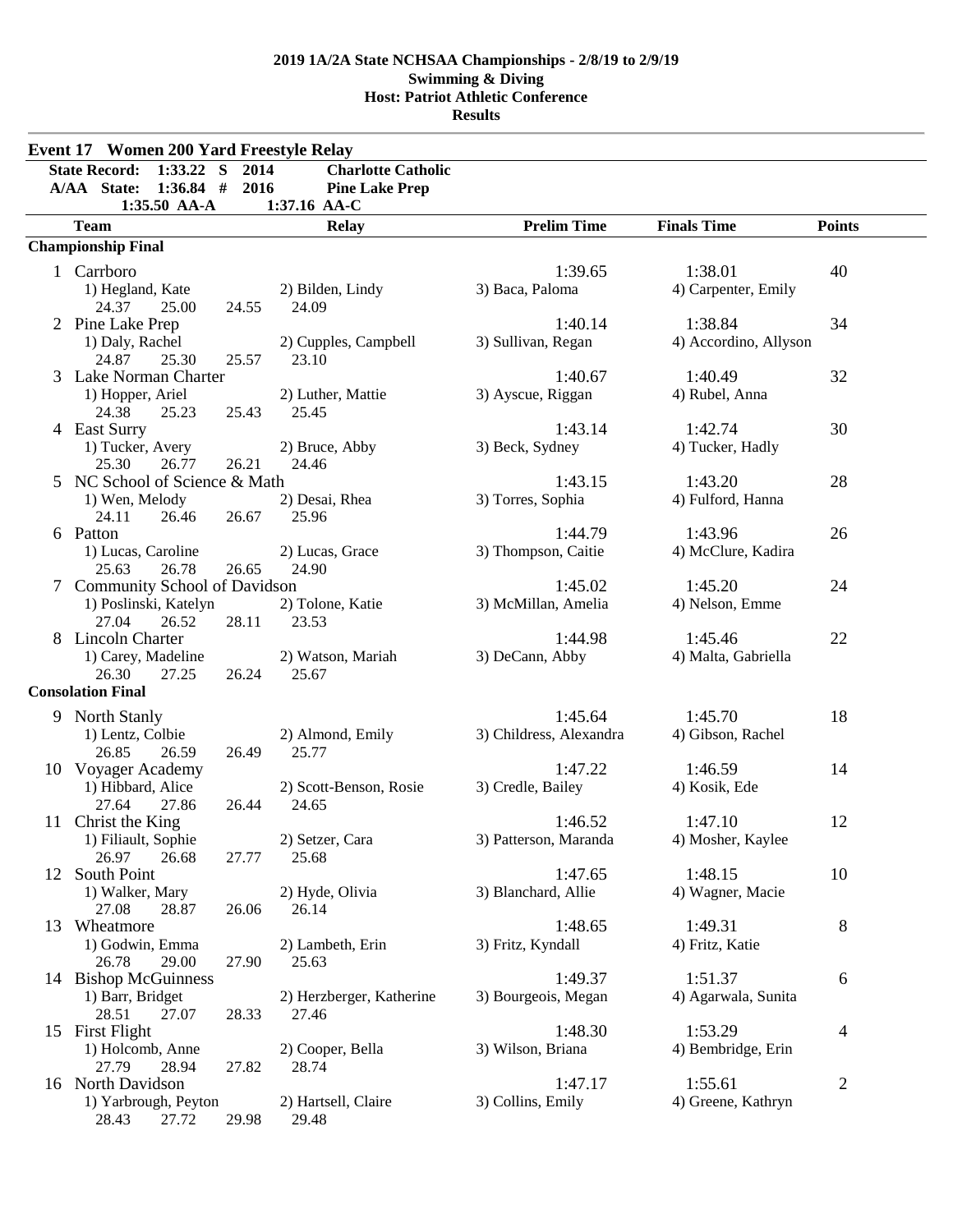**2019 1A/2A State NCHSAA Championships - 2/8/19 to 2/9/19**
**Swimming & Diving**
**Host: Patriot Athletic Conference**
**Results**

## Event 17 Women 200 Yard Freestyle Relay

| | | | |
|---|---|---|---|
| State Record: | 1:33.22 S | 2014 | Charlotte Catholic |
| A/AA State: | 1:36.84 # | 2016 | Pine Lake Prep |
| | 1:35.50 AA-A | 1:37.16 AA-C | |

| Team | Relay | Prelim Time | Finals Time | Points |
|---|---|---|---|---|
| **Championship Final** | | | | |
| 1 Carrboro | | 1:39.65 | 1:38.01 | 40 |
| 1) Hegland, Kate | 2) Bilden, Lindy | 3) Baca, Paloma | 4) Carpenter, Emily | |
| 24.37 25.00 24.55 24.09 | | | | |
| 2 Pine Lake Prep | | 1:40.14 | 1:38.84 | 34 |
| 1) Daly, Rachel | 2) Cupples, Campbell | 3) Sullivan, Regan | 4) Accordino, Allyson | |
| 24.87 25.30 25.57 23.10 | | | | |
| 3 Lake Norman Charter | | 1:40.67 | 1:40.49 | 32 |
| 1) Hopper, Ariel | 2) Luther, Mattie | 3) Ayscue, Riggan | 4) Rubel, Anna | |
| 24.38 25.23 25.43 25.45 | | | | |
| 4 East Surry | | 1:43.14 | 1:42.74 | 30 |
| 1) Tucker, Avery | 2) Bruce, Abby | 3) Beck, Sydney | 4) Tucker, Hadly | |
| 25.30 26.77 26.21 24.46 | | | | |
| 5 NC School of Science & Math | | 1:43.15 | 1:43.20 | 28 |
| 1) Wen, Melody | 2) Desai, Rhea | 3) Torres, Sophia | 4) Fulford, Hanna | |
| 24.11 26.46 26.67 25.96 | | | | |
| 6 Patton | | 1:44.79 | 1:43.96 | 26 |
| 1) Lucas, Caroline | 2) Lucas, Grace | 3) Thompson, Caitie | 4) McClure, Kadira | |
| 25.63 26.78 26.65 24.90 | | | | |
| 7 Community School of Davidson | | 1:45.02 | 1:45.20 | 24 |
| 1) Poslinski, Katelyn | 2) Tolone, Katie | 3) McMillan, Amelia | 4) Nelson, Emme | |
| 27.04 26.52 28.11 23.53 | | | | |
| 8 Lincoln Charter | | 1:44.98 | 1:45.46 | 22 |
| 1) Carey, Madeline | 2) Watson, Mariah | 3) DeCann, Abby | 4) Malta, Gabriella | |
| 26.30 27.25 26.24 25.67 | | | | |
| **Consolation Final** | | | | |
| 9 North Stanly | | 1:45.64 | 1:45.70 | 18 |
| 1) Lentz, Colbie | 2) Almond, Emily | 3) Childress, Alexandra | 4) Gibson, Rachel | |
| 26.85 26.59 26.49 25.77 | | | | |
| 10 Voyager Academy | | 1:47.22 | 1:46.59 | 14 |
| 1) Hibbard, Alice | 2) Scott-Benson, Rosie | 3) Credle, Bailey | 4) Kosik, Ede | |
| 27.64 27.86 26.44 24.65 | | | | |
| 11 Christ the King | | 1:46.52 | 1:47.10 | 12 |
| 1) Filiault, Sophie | 2) Setzer, Cara | 3) Patterson, Maranda | 4) Mosher, Kaylee | |
| 26.97 26.68 27.77 25.68 | | | | |
| 12 South Point | | 1:47.65 | 1:48.15 | 10 |
| 1) Walker, Mary | 2) Hyde, Olivia | 3) Blanchard, Allie | 4) Wagner, Macie | |
| 27.08 28.87 26.06 26.14 | | | | |
| 13 Wheatmore | | 1:48.65 | 1:49.31 | 8 |
| 1) Godwin, Emma | 2) Lambeth, Erin | 3) Fritz, Kyndall | 4) Fritz, Katie | |
| 26.78 29.00 27.90 25.63 | | | | |
| 14 Bishop McGuinness | | 1:49.37 | 1:51.37 | 6 |
| 1) Barr, Bridget | 2) Herzberger, Katherine | 3) Bourgeois, Megan | 4) Agarwala, Sunita | |
| 28.51 27.07 28.33 27.46 | | | | |
| 15 First Flight | | 1:48.30 | 1:53.29 | 4 |
| 1) Holcomb, Anne | 2) Cooper, Bella | 3) Wilson, Briana | 4) Bembridge, Erin | |
| 27.79 28.94 27.82 28.74 | | | | |
| 16 North Davidson | | 1:47.17 | 1:55.61 | 2 |
| 1) Yarbrough, Peyton | 2) Hartsell, Claire | 3) Collins, Emily | 4) Greene, Kathryn | |
| 28.43 27.72 29.98 29.48 | | | | |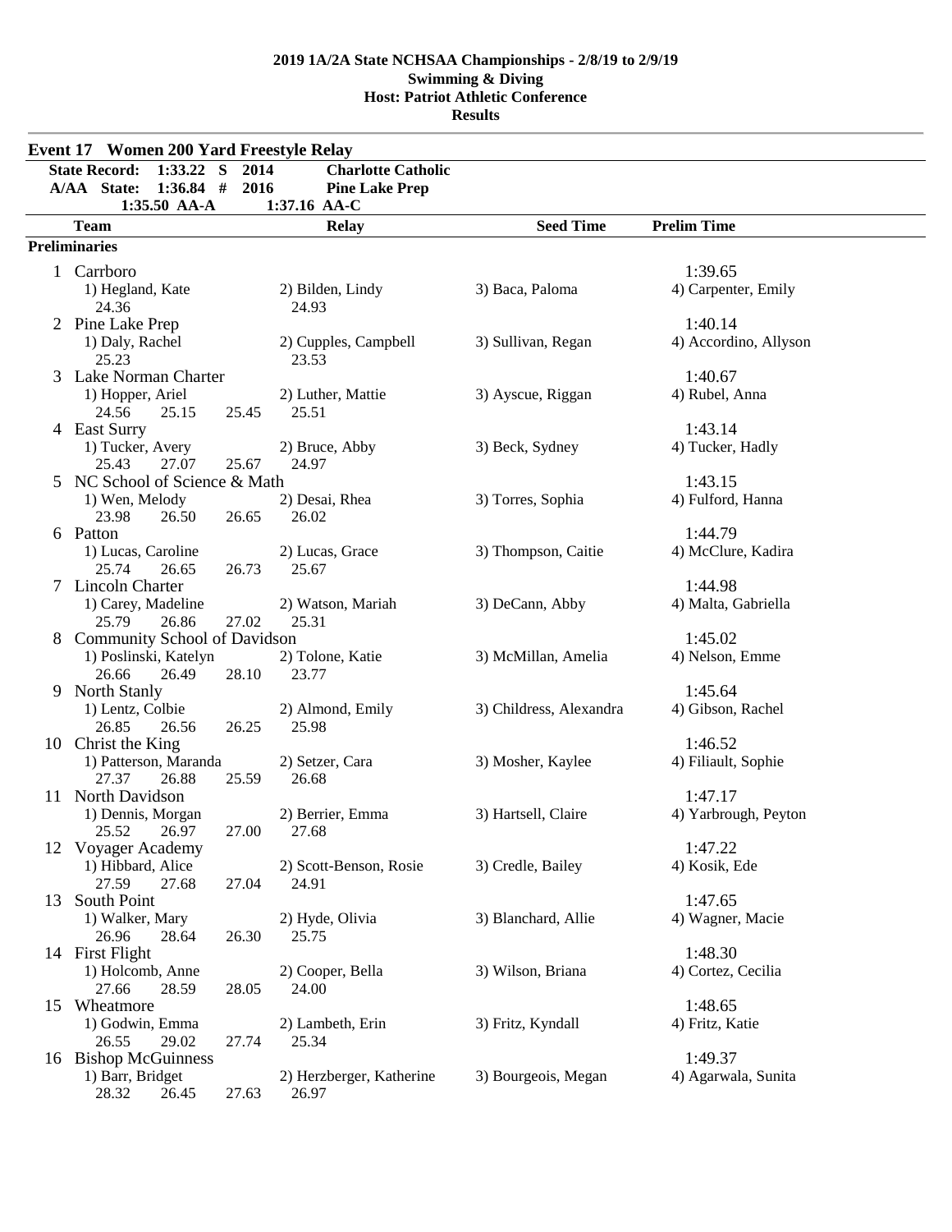**2019 1A/2A State NCHSAA Championships - 2/8/19 to 2/9/19**
**Swimming & Diving**
**Host: Patriot Athletic Conference**
**Results**

## Event 17 Women 200 Yard Freestyle Relay

**State Record: 1:33.22 S 2014 Charlotte Catholic**
**A/AA State: 1:36.84 # 2016 Pine Lake Prep**
**1:35.50 AA-A 1:37.16 AA-C**

| Team | Relay | | Seed Time | Prelim Time |
|---|---|---|---|---|
| **Preliminaries** | | | | |
| 1 Carrboro | | | | 1:39.65 |
| 1) Hegland, Kate | 2) Bilden, Lindy | 3) Baca, Paloma | | 4) Carpenter, Emily |
| 24.36 | 24.93 | | | |
| 2 Pine Lake Prep | | | | 1:40.14 |
| 1) Daly, Rachel | 2) Cupples, Campbell | 3) Sullivan, Regan | | 4) Accordino, Allyson |
| 25.23 | 23.53 | | | |
| 3 Lake Norman Charter | | | | 1:40.67 |
| 1) Hopper, Ariel | 2) Luther, Mattie | 3) Ayscue, Riggan | | 4) Rubel, Anna |
| 24.56 25.15 25.45 | 25.51 | | | |
| 4 East Surry | | | | 1:43.14 |
| 1) Tucker, Avery | 2) Bruce, Abby | 3) Beck, Sydney | | 4) Tucker, Hadly |
| 25.43 27.07 25.67 | 24.97 | | | |
| 5 NC School of Science & Math | | | | 1:43.15 |
| 1) Wen, Melody | 2) Desai, Rhea | 3) Torres, Sophia | | 4) Fulford, Hanna |
| 23.98 26.50 26.65 | 26.02 | | | |
| 6 Patton | | | | 1:44.79 |
| 1) Lucas, Caroline | 2) Lucas, Grace | 3) Thompson, Caitie | | 4) McClure, Kadira |
| 25.74 26.65 26.73 | 25.67 | | | |
| 7 Lincoln Charter | | | | 1:44.98 |
| 1) Carey, Madeline | 2) Watson, Mariah | 3) DeCann, Abby | | 4) Malta, Gabriella |
| 25.79 26.86 27.02 | 25.31 | | | |
| 8 Community School of Davidson | | | | 1:45.02 |
| 1) Poslinski, Katelyn | 2) Tolone, Katie | 3) McMillan, Amelia | | 4) Nelson, Emme |
| 26.66 26.49 28.10 | 23.77 | | | |
| 9 North Stanly | | | | 1:45.64 |
| 1) Lentz, Colbie | 2) Almond, Emily | 3) Childress, Alexandra | | 4) Gibson, Rachel |
| 26.85 26.56 26.25 | 25.98 | | | |
| 10 Christ the King | | | | 1:46.52 |
| 1) Patterson, Maranda | 2) Setzer, Cara | 3) Mosher, Kaylee | | 4) Filiault, Sophie |
| 27.37 26.88 25.59 | 26.68 | | | |
| 11 North Davidson | | | | 1:47.17 |
| 1) Dennis, Morgan | 2) Berrier, Emma | 3) Hartsell, Claire | | 4) Yarbrough, Peyton |
| 25.52 26.97 27.00 | 27.68 | | | |
| 12 Voyager Academy | | | | 1:47.22 |
| 1) Hibbard, Alice | 2) Scott-Benson, Rosie | 3) Credle, Bailey | | 4) Kosik, Ede |
| 27.59 27.68 27.04 | 24.91 | | | |
| 13 South Point | | | | 1:47.65 |
| 1) Walker, Mary | 2) Hyde, Olivia | 3) Blanchard, Allie | | 4) Wagner, Macie |
| 26.96 28.64 26.30 | 25.75 | | | |
| 14 First Flight | | | | 1:48.30 |
| 1) Holcomb, Anne | 2) Cooper, Bella | 3) Wilson, Briana | | 4) Cortez, Cecilia |
| 27.66 28.59 28.05 | 24.00 | | | |
| 15 Wheatmore | | | | 1:48.65 |
| 1) Godwin, Emma | 2) Lambeth, Erin | 3) Fritz, Kyndall | | 4) Fritz, Katie |
| 26.55 29.02 27.74 | 25.34 | | | |
| 16 Bishop McGuinness | | | | 1:49.37 |
| 1) Barr, Bridget | 2) Herzberger, Katherine | 3) Bourgeois, Megan | | 4) Agarwala, Sunita |
| 28.32 26.45 27.63 | 26.97 | | | |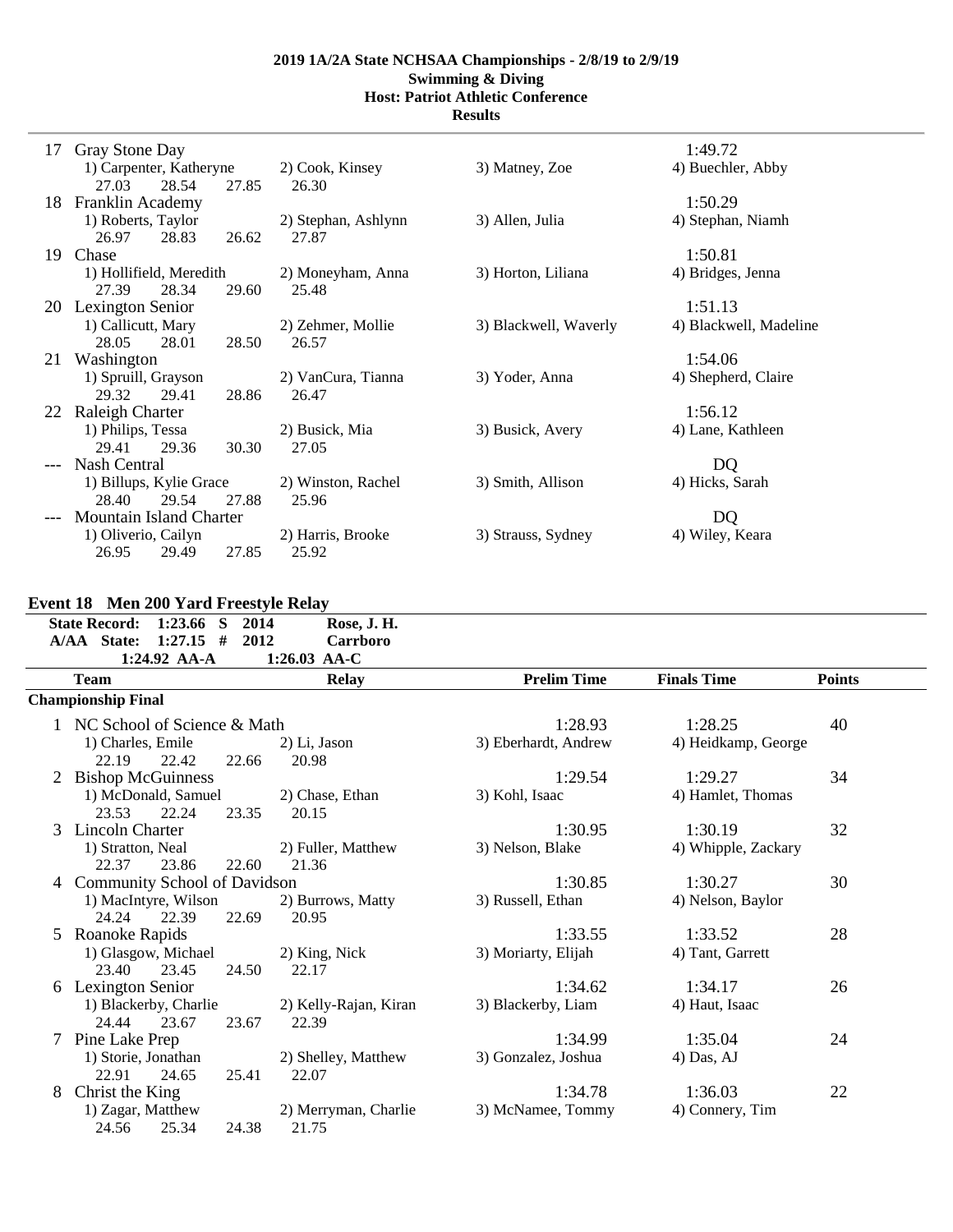**2019 1A/2A State NCHSAA Championships - 2/8/19 to 2/9/19**
**Swimming & Diving**
**Host: Patriot Athletic Conference**
**Results**

| | Team | | | | Time |
|---|---|---|---|---|---|
| 17 | Gray Stone Day | | | | 1:49.72 |
| | 1) Carpenter, Katheryne | 2) Cook, Kinsey | 3) Matney, Zoe | 4) Buechler, Abby | |
| | 27.03 28.54 27.85 | 26.30 | | | |
| 18 | Franklin Academy | | | | 1:50.29 |
| | 1) Roberts, Taylor | 2) Stephan, Ashlynn | 3) Allen, Julia | 4) Stephan, Niamh | |
| | 26.97 28.83 26.62 | 27.87 | | | |
| 19 | Chase | | | | 1:50.81 |
| | 1) Hollifield, Meredith | 2) Moneyham, Anna | 3) Horton, Liliana | 4) Bridges, Jenna | |
| | 27.39 28.34 29.60 | 25.48 | | | |
| 20 | Lexington Senior | | | | 1:51.13 |
| | 1) Callicutt, Mary | 2) Zehmer, Mollie | 3) Blackwell, Waverly | 4) Blackwell, Madeline | |
| | 28.05 28.01 28.50 | 26.57 | | | |
| 21 | Washington | | | | 1:54.06 |
| | 1) Spruill, Grayson | 2) VanCura, Tianna | 3) Yoder, Anna | 4) Shepherd, Claire | |
| | 29.32 29.41 28.86 | 26.47 | | | |
| 22 | Raleigh Charter | | | | 1:56.12 |
| | 1) Philips, Tessa | 2) Busick, Mia | 3) Busick, Avery | 4) Lane, Kathleen | |
| | 29.41 29.36 30.30 | 27.05 | | | |
| --- | Nash Central | | | | DQ |
| | 1) Billups, Kylie Grace | 2) Winston, Rachel | 3) Smith, Allison | 4) Hicks, Sarah | |
| | 28.40 29.54 27.88 | 25.96 | | | |
| --- | Mountain Island Charter | | | | DQ |
| | 1) Oliverio, Cailyn | 2) Harris, Brooke | 3) Strauss, Sydney | 4) Wiley, Keara | |
| | 26.95 29.49 27.85 | 25.92 | | | |

## Event 18 Men 200 Yard Freestyle Relay

**State Record: 1:23.66 S 2014 Rose, J. H.**
**A/AA State: 1:27.15 # 2012 Carrboro**
**1:24.92 AA-A 1:26.03 AA-C**

| | Team | Relay | Prelim Time | Finals Time | Points |
|---|---|---|---|---|---|
| **Championship Final** | | | | | |
| 1 | NC School of Science & Math | | 1:28.93 | 1:28.25 | 40 |
| | 1) Charles, Emile | 2) Li, Jason | 3) Eberhardt, Andrew | 4) Heidkamp, George | |
| | 22.19 22.42 22.66 | 20.98 | | | |
| 2 | Bishop McGuinness | | 1:29.54 | 1:29.27 | 34 |
| | 1) McDonald, Samuel | 2) Chase, Ethan | 3) Kohl, Isaac | 4) Hamlet, Thomas | |
| | 23.53 22.24 23.35 | 20.15 | | | |
| 3 | Lincoln Charter | | 1:30.95 | 1:30.19 | 32 |
| | 1) Stratton, Neal | 2) Fuller, Matthew | 3) Nelson, Blake | 4) Whipple, Zackary | |
| | 22.37 23.86 22.60 | 21.36 | | | |
| 4 | Community School of Davidson | | 1:30.85 | 1:30.27 | 30 |
| | 1) MacIntyre, Wilson | 2) Burrows, Matty | 3) Russell, Ethan | 4) Nelson, Baylor | |
| | 24.24 22.39 22.69 | 20.95 | | | |
| 5 | Roanoke Rapids | | 1:33.55 | 1:33.52 | 28 |
| | 1) Glasgow, Michael | 2) King, Nick | 3) Moriarty, Elijah | 4) Tant, Garrett | |
| | 23.40 23.45 24.50 | 22.17 | | | |
| 6 | Lexington Senior | | 1:34.62 | 1:34.17 | 26 |
| | 1) Blackerby, Charlie | 2) Kelly-Rajan, Kiran | 3) Blackerby, Liam | 4) Haut, Isaac | |
| | 24.44 23.67 23.67 | 22.39 | | | |
| 7 | Pine Lake Prep | | 1:34.99 | 1:35.04 | 24 |
| | 1) Storie, Jonathan | 2) Shelley, Matthew | 3) Gonzalez, Joshua | 4) Das, AJ | |
| | 22.91 24.65 25.41 | 22.07 | | | |
| 8 | Christ the King | | 1:34.78 | 1:36.03 | 22 |
| | 1) Zagar, Matthew | 2) Merryman, Charlie | 3) McNamee, Tommy | 4) Connery, Tim | |
| | 24.56 25.34 24.38 | 21.75 | | | |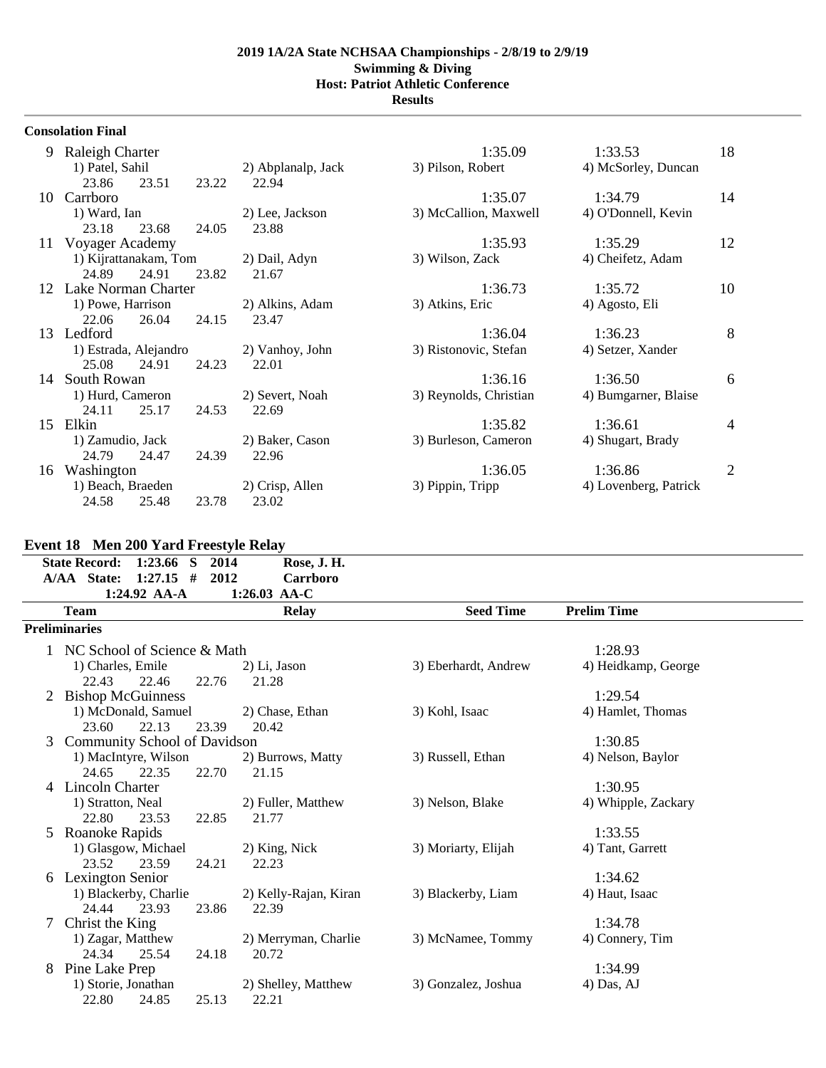**2019 1A/2A State NCHSAA Championships - 2/8/19 to 2/9/19**
**Swimming & Diving**
**Host: Patriot Athletic Conference**
**Results**

### Consolation Final

| Place | Team | | | | Seed Time | Finals Time | Points |
|---|---|---|---|---|---|---|---|
| 9 | Raleigh Charter | | | | 1:35.09 | 1:33.53 | 18 |
| | 1) Patel, Sahil | 2) Abplanalp, Jack | 3) Pilson, Robert | 4) McSorley, Duncan | | | |
| | 23.86 | 23.51 | 23.22 | 22.94 | | | |
| 10 | Carrboro | | | | 1:35.07 | 1:34.79 | 14 |
| | 1) Ward, Ian | 2) Lee, Jackson | 3) McCallion, Maxwell | 4) O'Donnell, Kevin | | | |
| | 23.18 | 23.68 | 24.05 | 23.88 | | | |
| 11 | Voyager Academy | | | | 1:35.93 | 1:35.29 | 12 |
| | 1) Kijrattanakam, Tom | 2) Dail, Adyn | 3) Wilson, Zack | 4) Cheifetz, Adam | | | |
| | 24.89 | 24.91 | 23.82 | 21.67 | | | |
| 12 | Lake Norman Charter | | | | 1:36.73 | 1:35.72 | 10 |
| | 1) Powe, Harrison | 2) Alkins, Adam | 3) Atkins, Eric | 4) Agosto, Eli | | | |
| | 22.06 | 26.04 | 24.15 | 23.47 | | | |
| 13 | Ledford | | | | 1:36.04 | 1:36.23 | 8 |
| | 1) Estrada, Alejandro | 2) Vanhoy, John | 3) Ristonovic, Stefan | 4) Setzer, Xander | | | |
| | 25.08 | 24.91 | 24.23 | 22.01 | | | |
| 14 | South Rowan | | | | 1:36.16 | 1:36.50 | 6 |
| | 1) Hurd, Cameron | 2) Severt, Noah | 3) Reynolds, Christian | 4) Bumgarner, Blaise | | | |
| | 24.11 | 25.17 | 24.53 | 22.69 | | | |
| 15 | Elkin | | | | 1:35.82 | 1:36.61 | 4 |
| | 1) Zamudio, Jack | 2) Baker, Cason | 3) Burleson, Cameron | 4) Shugart, Brady | | | |
| | 24.79 | 24.47 | 24.39 | 22.96 | | | |
| 16 | Washington | | | | 1:36.05 | 1:36.86 | 2 |
| | 1) Beach, Braeden | 2) Crisp, Allen | 3) Pippin, Tripp | 4) Lovenberg, Patrick | | | |
| | 24.58 | 25.48 | 23.78 | 23.02 | | | |

## Event 18 Men 200 Yard Freestyle Relay

**State Record: 1:23.66 S 2014 Rose, J. H.**
**A/AA State: 1:27.15 # 2012 Carrboro**
**1:24.92 AA-A 1:26.03 AA-C**

### Preliminaries

| Place | Team | Relay | | | Seed Time | Prelim Time |
|---|---|---|---|---|---|---|
| 1 | NC School of Science & Math | | | | | 1:28.93 |
| | 1) Charles, Emile | 2) Li, Jason | 3) Eberhardt, Andrew | 4) Heidkamp, George | | |
| | 22.43 | 22.46 | 22.76 | 21.28 | | |
| 2 | Bishop McGuinness | | | | | 1:29.54 |
| | 1) McDonald, Samuel | 2) Chase, Ethan | 3) Kohl, Isaac | 4) Hamlet, Thomas | | |
| | 23.60 | 22.13 | 23.39 | 20.42 | | |
| 3 | Community School of Davidson | | | | | 1:30.85 |
| | 1) MacIntyre, Wilson | 2) Burrows, Matty | 3) Russell, Ethan | 4) Nelson, Baylor | | |
| | 24.65 | 22.35 | 22.70 | 21.15 | | |
| 4 | Lincoln Charter | | | | | 1:30.95 |
| | 1) Stratton, Neal | 2) Fuller, Matthew | 3) Nelson, Blake | 4) Whipple, Zackary | | |
| | 22.80 | 23.53 | 22.85 | 21.77 | | |
| 5 | Roanoke Rapids | | | | | 1:33.55 |
| | 1) Glasgow, Michael | 2) King, Nick | 3) Moriarty, Elijah | 4) Tant, Garrett | | |
| | 23.52 | 23.59 | 24.21 | 22.23 | | |
| 6 | Lexington Senior | | | | | 1:34.62 |
| | 1) Blackerby, Charlie | 2) Kelly-Rajan, Kiran | 3) Blackerby, Liam | 4) Haut, Isaac | | |
| | 24.44 | 23.93 | 23.86 | 22.39 | | |
| 7 | Christ the King | | | | | 1:34.78 |
| | 1) Zagar, Matthew | 2) Merryman, Charlie | 3) McNamee, Tommy | 4) Connery, Tim | | |
| | 24.34 | 25.54 | 24.18 | 20.72 | | |
| 8 | Pine Lake Prep | | | | | 1:34.99 |
| | 1) Storie, Jonathan | 2) Shelley, Matthew | 3) Gonzalez, Joshua | 4) Das, AJ | | |
| | 22.80 | 24.85 | 25.13 | 22.21 | | |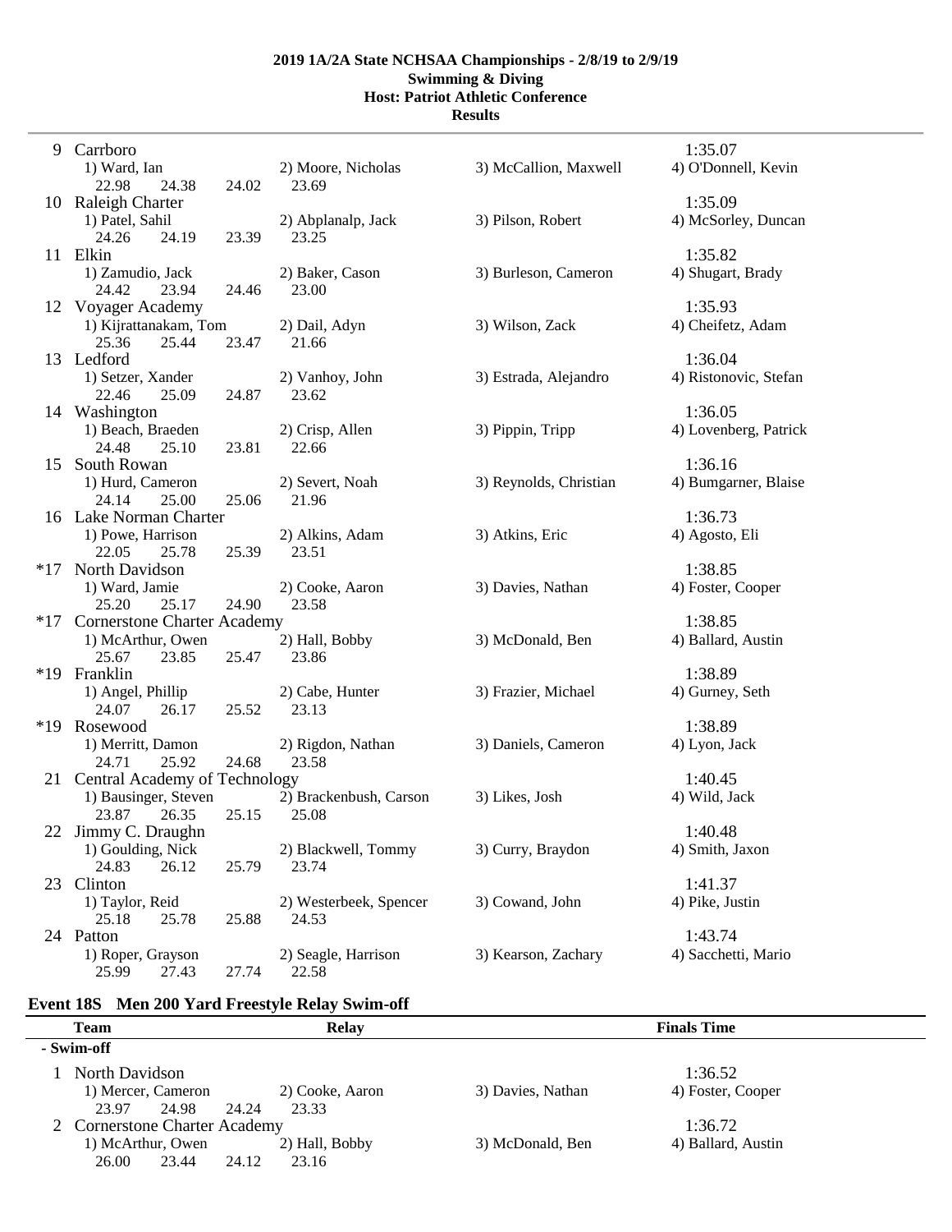**2019 1A/2A State NCHSAA Championships - 2/8/19 to 2/9/19**
**Swimming & Diving**
**Host: Patriot Athletic Conference**
**Results**

| Place | Team | | | Finals Time |
|---|---|---|---|---|
| 9 | Carrboro | | | 1:35.07 |
| | 1) Ward, Ian | 2) Moore, Nicholas | 3) McCallion, Maxwell | 4) O'Donnell, Kevin |
| | 22.98 24.38 24.02 | 23.69 | | |
| 10 | Raleigh Charter | | | 1:35.09 |
| | 1) Patel, Sahil | 2) Abplanalp, Jack | 3) Pilson, Robert | 4) McSorley, Duncan |
| | 24.26 24.19 23.39 | 23.25 | | |
| 11 | Elkin | | | 1:35.82 |
| | 1) Zamudio, Jack | 2) Baker, Cason | 3) Burleson, Cameron | 4) Shugart, Brady |
| | 24.42 23.94 24.46 | 23.00 | | |
| 12 | Voyager Academy | | | 1:35.93 |
| | 1) Kijrattanakam, Tom | 2) Dail, Adyn | 3) Wilson, Zack | 4) Cheifetz, Adam |
| | 25.36 25.44 23.47 | 21.66 | | |
| 13 | Ledford | | | 1:36.04 |
| | 1) Setzer, Xander | 2) Vanhoy, John | 3) Estrada, Alejandro | 4) Ristonovic, Stefan |
| | 22.46 25.09 24.87 | 23.62 | | |
| 14 | Washington | | | 1:36.05 |
| | 1) Beach, Braeden | 2) Crisp, Allen | 3) Pippin, Tripp | 4) Lovenberg, Patrick |
| | 24.48 25.10 23.81 | 22.66 | | |
| 15 | South Rowan | | | 1:36.16 |
| | 1) Hurd, Cameron | 2) Severt, Noah | 3) Reynolds, Christian | 4) Bumgarner, Blaise |
| | 24.14 25.00 25.06 | 21.96 | | |
| 16 | Lake Norman Charter | | | 1:36.73 |
| | 1) Powe, Harrison | 2) Alkins, Adam | 3) Atkins, Eric | 4) Agosto, Eli |
| | 22.05 25.78 25.39 | 23.51 | | |
| *17 | North Davidson | | | 1:38.85 |
| | 1) Ward, Jamie | 2) Cooke, Aaron | 3) Davies, Nathan | 4) Foster, Cooper |
| | 25.20 25.17 24.90 | 23.58 | | |
| *17 | Cornerstone Charter Academy | | | 1:38.85 |
| | 1) McArthur, Owen | 2) Hall, Bobby | 3) McDonald, Ben | 4) Ballard, Austin |
| | 25.67 23.85 25.47 | 23.86 | | |
| *19 | Franklin | | | 1:38.89 |
| | 1) Angel, Phillip | 2) Cabe, Hunter | 3) Frazier, Michael | 4) Gurney, Seth |
| | 24.07 26.17 25.52 | 23.13 | | |
| *19 | Rosewood | | | 1:38.89 |
| | 1) Merritt, Damon | 2) Rigdon, Nathan | 3) Daniels, Cameron | 4) Lyon, Jack |
| | 24.71 25.92 24.68 | 23.58 | | |
| 21 | Central Academy of Technology | | | 1:40.45 |
| | 1) Bausinger, Steven | 2) Brackenbush, Carson | 3) Likes, Josh | 4) Wild, Jack |
| | 23.87 26.35 25.15 | 25.08 | | |
| 22 | Jimmy C. Draughn | | | 1:40.48 |
| | 1) Goulding, Nick | 2) Blackwell, Tommy | 3) Curry, Braydon | 4) Smith, Jaxon |
| | 24.83 26.12 25.79 | 23.74 | | |
| 23 | Clinton | | | 1:41.37 |
| | 1) Taylor, Reid | 2) Westerbeek, Spencer | 3) Cowand, John | 4) Pike, Justin |
| | 25.18 25.78 25.88 | 24.53 | | |
| 24 | Patton | | | 1:43.74 |
| | 1) Roper, Grayson | 2) Seagle, Harrison | 3) Kearson, Zachary | 4) Sacchetti, Mario |
| | 25.99 27.43 27.74 | 22.58 | | |

### Event 18S Men 200 Yard Freestyle Relay Swim-off

| | Team | Relay | | Finals Time |
|---|---|---|---|---|
| **- Swim-off** | | | | |
| 1 | North Davidson | | | 1:36.52 |
| | 1) Mercer, Cameron | 2) Cooke, Aaron | 3) Davies, Nathan | 4) Foster, Cooper |
| | 23.97 24.98 24.24 | 23.33 | | |
| 2 | Cornerstone Charter Academy | | | 1:36.72 |
| | 1) McArthur, Owen | 2) Hall, Bobby | 3) McDonald, Ben | 4) Ballard, Austin |
| | 26.00 23.44 24.12 | 23.16 | | |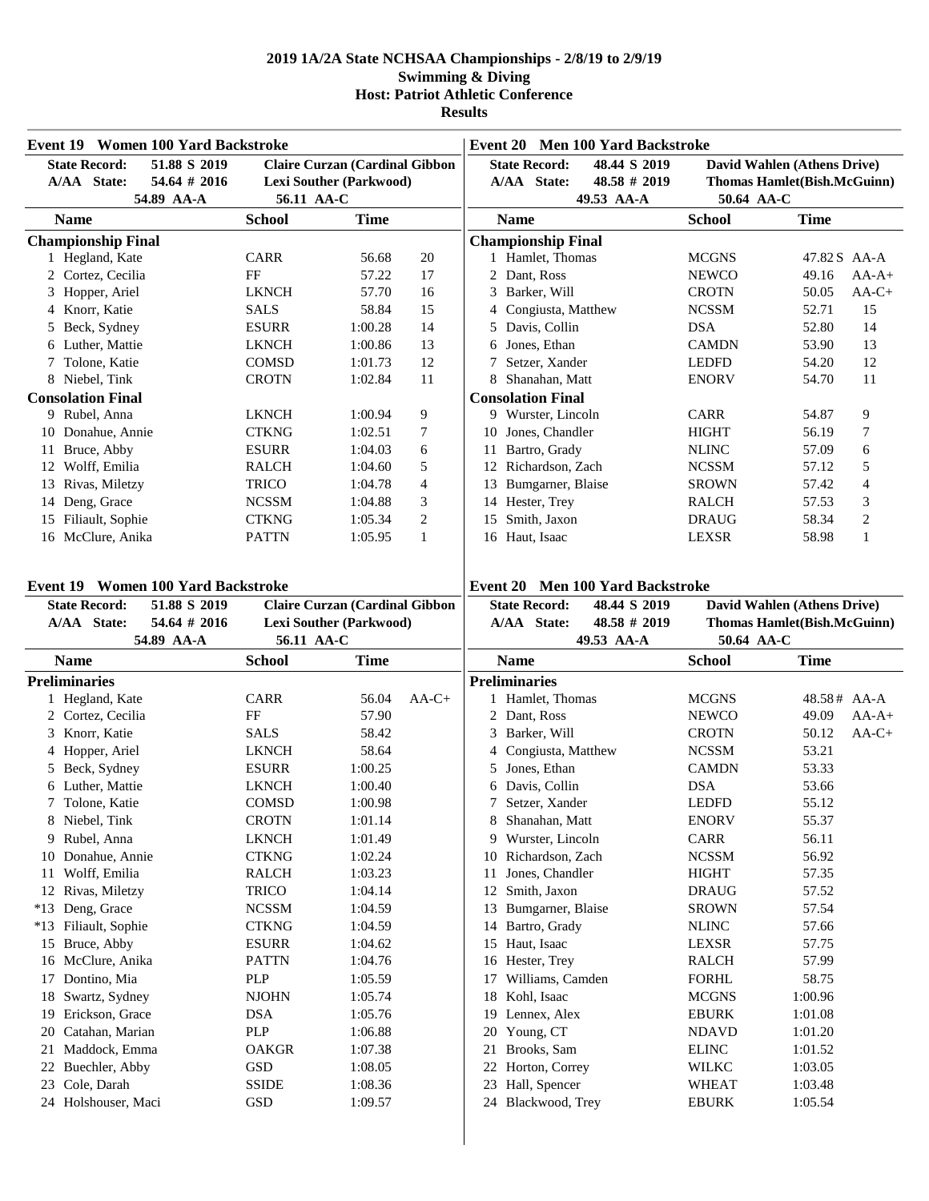# 2019 1A/2A State NCHSAA Championships - 2/8/19 to 2/9/19
## Swimming & Diving
## Host: Patriot Athletic Conference
## Results

### Event 19 Women 100 Yard Backstroke

| State Record: | 51.88 S 2019 | Claire Curzan (Cardinal Gibbon |
|---|---|---|
| A/AA State: | 54.64 # 2016 | Lexi Souther (Parkwood) |
| | 54.89 AA-A | 56.11 AA-C |

| Name | School | Time | |
|---|---|---|---|
| **Championship Final** | | | |
| 1 Hegland, Kate | CARR | 56.68 | 20 |
| 2 Cortez, Cecilia | FF | 57.22 | 17 |
| 3 Hopper, Ariel | LKNCH | 57.70 | 16 |
| 4 Knorr, Katie | SALS | 58.84 | 15 |
| 5 Beck, Sydney | ESURR | 1:00.28 | 14 |
| 6 Luther, Mattie | LKNCH | 1:00.86 | 13 |
| 7 Tolone, Katie | COMSD | 1:01.73 | 12 |
| 8 Niebel, Tink | CROTN | 1:02.84 | 11 |
| **Consolation Final** | | | |
| 9 Rubel, Anna | LKNCH | 1:00.94 | 9 |
| 10 Donahue, Annie | CTKNG | 1:02.51 | 7 |
| 11 Bruce, Abby | ESURR | 1:04.03 | 6 |
| 12 Wolff, Emilia | RALCH | 1:04.60 | 5 |
| 13 Rivas, Miletzy | TRICO | 1:04.78 | 4 |
| 14 Deng, Grace | NCSSM | 1:04.88 | 3 |
| 15 Filiault, Sophie | CTKNG | 1:05.34 | 2 |
| 16 McClure, Anika | PATTN | 1:05.95 | 1 |

### Event 20 Men 100 Yard Backstroke

| State Record: | 48.44 S 2019 | David Wahlen (Athens Drive) |
|---|---|---|
| A/AA State: | 48.58 # 2019 | Thomas Hamlet(Bish.McGuinn) |
| | 49.53 AA-A | 50.64 AA-C |

| Name | School | Time | |
|---|---|---|---|
| **Championship Final** | | | |
| 1 Hamlet, Thomas | MCGNS | 47.82 S | AA-A |
| 2 Dant, Ross | NEWCO | 49.16 | AA-A+ |
| 3 Barker, Will | CROTN | 50.05 | AA-C+ |
| 4 Congiusta, Matthew | NCSSM | 52.71 | 15 |
| 5 Davis, Collin | DSA | 52.80 | 14 |
| 6 Jones, Ethan | CAMDN | 53.90 | 13 |
| 7 Setzer, Xander | LEDFD | 54.20 | 12 |
| 8 Shanahan, Matt | ENORV | 54.70 | 11 |
| **Consolation Final** | | | |
| 9 Wurster, Lincoln | CARR | 54.87 | 9 |
| 10 Jones, Chandler | HIGHT | 56.19 | 7 |
| 11 Bartro, Grady | NLINC | 57.09 | 6 |
| 12 Richardson, Zach | NCSSM | 57.12 | 5 |
| 13 Bumgarner, Blaise | SROWN | 57.42 | 4 |
| 14 Hester, Trey | RALCH | 57.53 | 3 |
| 15 Smith, Jaxon | DRAUG | 58.34 | 2 |
| 16 Haut, Isaac | LEXSR | 58.98 | 1 |

### Event 19 Women 100 Yard Backstroke

| State Record: | 51.88 S 2019 | Claire Curzan (Cardinal Gibbon |
|---|---|---|
| A/AA State: | 54.64 # 2016 | Lexi Souther (Parkwood) |
| | 54.89 AA-A | 56.11 AA-C |

| Name | School | Time | |
|---|---|---|---|
| **Preliminaries** | | | |
| 1 Hegland, Kate | CARR | 56.04 | AA-C+ |
| 2 Cortez, Cecilia | FF | 57.90 | |
| 3 Knorr, Katie | SALS | 58.42 | |
| 4 Hopper, Ariel | LKNCH | 58.64 | |
| 5 Beck, Sydney | ESURR | 1:00.25 | |
| 6 Luther, Mattie | LKNCH | 1:00.40 | |
| 7 Tolone, Katie | COMSD | 1:00.98 | |
| 8 Niebel, Tink | CROTN | 1:01.14 | |
| 9 Rubel, Anna | LKNCH | 1:01.49 | |
| 10 Donahue, Annie | CTKNG | 1:02.24 | |
| 11 Wolff, Emilia | RALCH | 1:03.23 | |
| 12 Rivas, Miletzy | TRICO | 1:04.14 | |
| *13 Deng, Grace | NCSSM | 1:04.59 | |
| *13 Filiault, Sophie | CTKNG | 1:04.59 | |
| 15 Bruce, Abby | ESURR | 1:04.62 | |
| 16 McClure, Anika | PATTN | 1:04.76 | |
| 17 Dontino, Mia | PLP | 1:05.59 | |
| 18 Swartz, Sydney | NJOHN | 1:05.74 | |
| 19 Erickson, Grace | DSA | 1:05.76 | |
| 20 Catahan, Marian | PLP | 1:06.88 | |
| 21 Maddock, Emma | OAKGR | 1:07.38 | |
| 22 Buechler, Abby | GSD | 1:08.05 | |
| 23 Cole, Darah | SSIDE | 1:08.36 | |
| 24 Holshouser, Maci | GSD | 1:09.57 | |

### Event 20 Men 100 Yard Backstroke

| State Record: | 48.44 S 2019 | David Wahlen (Athens Drive) |
|---|---|---|
| A/AA State: | 48.58 # 2019 | Thomas Hamlet(Bish.McGuinn) |
| | 49.53 AA-A | 50.64 AA-C |

| Name | School | Time | |
|---|---|---|---|
| **Preliminaries** | | | |
| 1 Hamlet, Thomas | MCGNS | 48.58# | AA-A |
| 2 Dant, Ross | NEWCO | 49.09 | AA-A+ |
| 3 Barker, Will | CROTN | 50.12 | AA-C+ |
| 4 Congiusta, Matthew | NCSSM | 53.21 | |
| 5 Jones, Ethan | CAMDN | 53.33 | |
| 6 Davis, Collin | DSA | 53.66 | |
| 7 Setzer, Xander | LEDFD | 55.12 | |
| 8 Shanahan, Matt | ENORV | 55.37 | |
| 9 Wurster, Lincoln | CARR | 56.11 | |
| 10 Richardson, Zach | NCSSM | 56.92 | |
| 11 Jones, Chandler | HIGHT | 57.35 | |
| 12 Smith, Jaxon | DRAUG | 57.52 | |
| 13 Bumgarner, Blaise | SROWN | 57.54 | |
| 14 Bartro, Grady | NLINC | 57.66 | |
| 15 Haut, Isaac | LEXSR | 57.75 | |
| 16 Hester, Trey | RALCH | 57.99 | |
| 17 Williams, Camden | FORHL | 58.75 | |
| 18 Kohl, Isaac | MCGNS | 1:00.96 | |
| 19 Lennex, Alex | EBURK | 1:01.08 | |
| 20 Young, CT | NDAVD | 1:01.20 | |
| 21 Brooks, Sam | ELINC | 1:01.52 | |
| 22 Horton, Correy | WILKC | 1:03.05 | |
| 23 Hall, Spencer | WHEAT | 1:03.48 | |
| 24 Blackwood, Trey | EBURK | 1:05.54 | |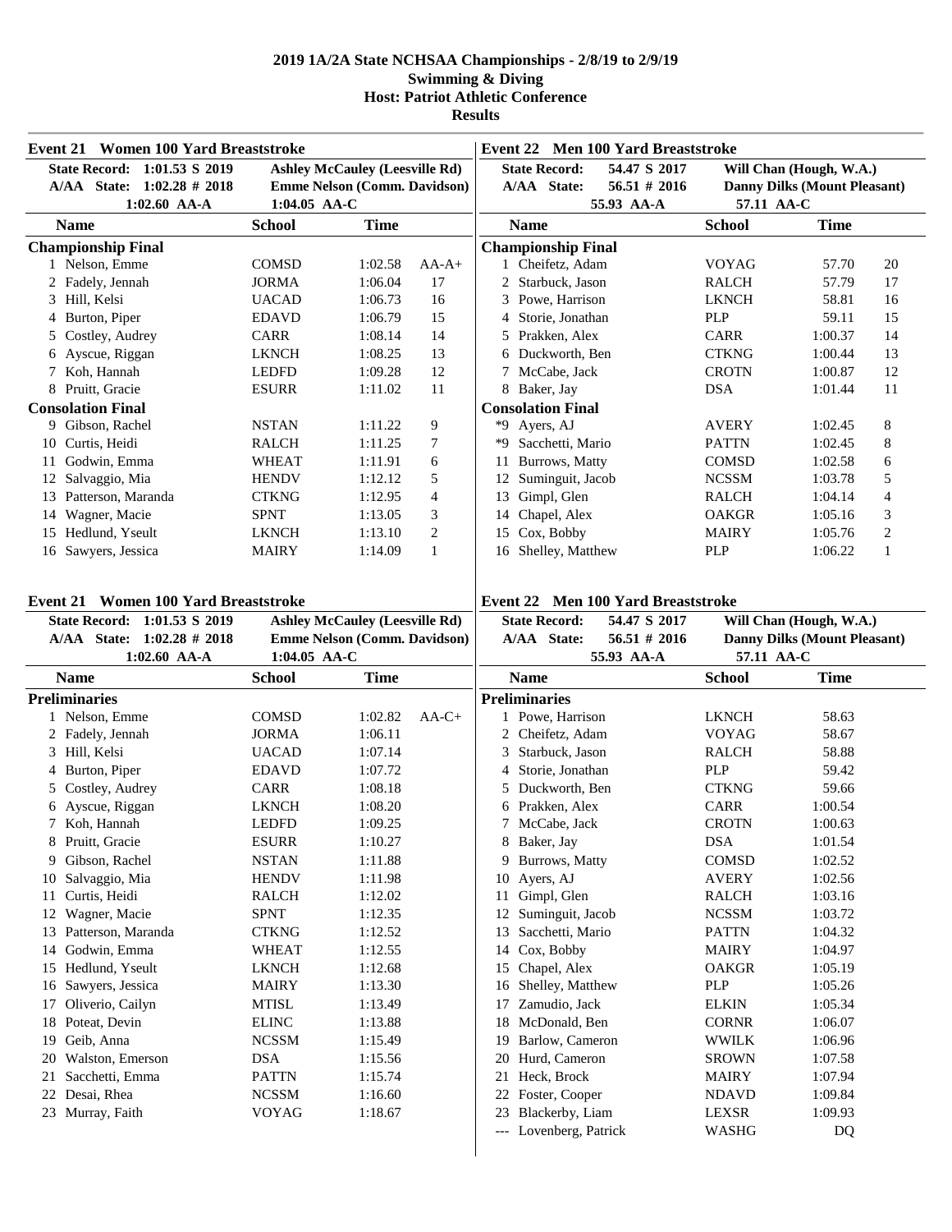# 2019 1A/2A State NCHSAA Championships - 2/8/19 to 2/9/19
## Swimming & Diving
### Host: Patriot Athletic Conference
### Results

### Event 21 Women 100 Yard Breaststroke

| | | | |
|---|---|---|---|
| State Record: | 1:01.53 S 2019 | Ashley McCauley (Leesville Rd) | |
| A/AA State: | 1:02.28 # 2018 | Emme Nelson (Comm. Davidson) | |
| | 1:02.60 AA-A | 1:04.05 AA-C | |

| Name | School | Time | |
|---|---|---|---|
| **Championship Final** | | | |
| 1 Nelson, Emme | COMSD | 1:02.58 | AA-A+ |
| 2 Fadely, Jennah | JORMA | 1:06.04 | 17 |
| 3 Hill, Kelsi | UACAD | 1:06.73 | 16 |
| 4 Burton, Piper | EDAVD | 1:06.79 | 15 |
| 5 Costley, Audrey | CARR | 1:08.14 | 14 |
| 6 Ayscue, Riggan | LKNCH | 1:08.25 | 13 |
| 7 Koh, Hannah | LEDFD | 1:09.28 | 12 |
| 8 Pruitt, Gracie | ESURR | 1:11.02 | 11 |
| **Consolation Final** | | | |
| 9 Gibson, Rachel | NSTAN | 1:11.22 | 9 |
| 10 Curtis, Heidi | RALCH | 1:11.25 | 7 |
| 11 Godwin, Emma | WHEAT | 1:11.91 | 6 |
| 12 Salvaggio, Mia | HENDV | 1:12.12 | 5 |
| 13 Patterson, Maranda | CTKNG | 1:12.95 | 4 |
| 14 Wagner, Macie | SPNT | 1:13.05 | 3 |
| 15 Hedlund, Yseult | LKNCH | 1:13.10 | 2 |
| 16 Sawyers, Jessica | MAIRY | 1:14.09 | 1 |

### Event 22 Men 100 Yard Breaststroke

| | | | |
|---|---|---|---|
| State Record: | 54.47 S 2017 | Will Chan (Hough, W.A.) | |
| A/AA State: | 56.51 # 2016 | Danny Dilks (Mount Pleasant) | |
| | 55.93 AA-A | 57.11 AA-C | |

| Name | School | Time | |
|---|---|---|---|
| **Championship Final** | | | |
| 1 Cheifetz, Adam | VOYAG | 57.70 | 20 |
| 2 Starbuck, Jason | RALCH | 57.79 | 17 |
| 3 Powe, Harrison | LKNCH | 58.81 | 16 |
| 4 Storie, Jonathan | PLP | 59.11 | 15 |
| 5 Prakken, Alex | CARR | 1:00.37 | 14 |
| 6 Duckworth, Ben | CTKNG | 1:00.44 | 13 |
| 7 McCabe, Jack | CROTN | 1:00.87 | 12 |
| 8 Baker, Jay | DSA | 1:01.44 | 11 |
| **Consolation Final** | | | |
| *9 Ayers, AJ | AVERY | 1:02.45 | 8 |
| *9 Sacchetti, Mario | PATTN | 1:02.45 | 8 |
| 11 Burrows, Matty | COMSD | 1:02.58 | 6 |
| 12 Suminguit, Jacob | NCSSM | 1:03.78 | 5 |
| 13 Gimpl, Glen | RALCH | 1:04.14 | 4 |
| 14 Chapel, Alex | OAKGR | 1:05.16 | 3 |
| 15 Cox, Bobby | MAIRY | 1:05.76 | 2 |
| 16 Shelley, Matthew | PLP | 1:06.22 | 1 |

### Event 21 Women 100 Yard Breaststroke

| | | | |
|---|---|---|---|
| State Record: | 1:01.53 S 2019 | Ashley McCauley (Leesville Rd) | |
| A/AA State: | 1:02.28 # 2018 | Emme Nelson (Comm. Davidson) | |
| | 1:02.60 AA-A | 1:04.05 AA-C | |

| Name | School | Time | |
|---|---|---|---|
| **Preliminaries** | | | |
| 1 Nelson, Emme | COMSD | 1:02.82 | AA-C+ |
| 2 Fadely, Jennah | JORMA | 1:06.11 | |
| 3 Hill, Kelsi | UACAD | 1:07.14 | |
| 4 Burton, Piper | EDAVD | 1:07.72 | |
| 5 Costley, Audrey | CARR | 1:08.18 | |
| 6 Ayscue, Riggan | LKNCH | 1:08.20 | |
| 7 Koh, Hannah | LEDFD | 1:09.25 | |
| 8 Pruitt, Gracie | ESURR | 1:10.27 | |
| 9 Gibson, Rachel | NSTAN | 1:11.88 | |
| 10 Salvaggio, Mia | HENDV | 1:11.98 | |
| 11 Curtis, Heidi | RALCH | 1:12.02 | |
| 12 Wagner, Macie | SPNT | 1:12.35 | |
| 13 Patterson, Maranda | CTKNG | 1:12.52 | |
| 14 Godwin, Emma | WHEAT | 1:12.55 | |
| 15 Hedlund, Yseult | LKNCH | 1:12.68 | |
| 16 Sawyers, Jessica | MAIRY | 1:13.30 | |
| 17 Oliverio, Cailyn | MTISL | 1:13.49 | |
| 18 Poteat, Devin | ELINC | 1:13.88 | |
| 19 Geib, Anna | NCSSM | 1:15.49 | |
| 20 Walston, Emerson | DSA | 1:15.56 | |
| 21 Sacchetti, Emma | PATTN | 1:15.74 | |
| 22 Desai, Rhea | NCSSM | 1:16.60 | |
| 23 Murray, Faith | VOYAG | 1:18.67 | |

### Event 22 Men 100 Yard Breaststroke

| | | | |
|---|---|---|---|
| State Record: | 54.47 S 2017 | Will Chan (Hough, W.A.) | |
| A/AA State: | 56.51 # 2016 | Danny Dilks (Mount Pleasant) | |
| | 55.93 AA-A | 57.11 AA-C | |

| Name | School | Time |
|---|---|---|
| **Preliminaries** | | |
| 1 Powe, Harrison | LKNCH | 58.63 |
| 2 Cheifetz, Adam | VOYAG | 58.67 |
| 3 Starbuck, Jason | RALCH | 58.88 |
| 4 Storie, Jonathan | PLP | 59.42 |
| 5 Duckworth, Ben | CTKNG | 59.66 |
| 6 Prakken, Alex | CARR | 1:00.54 |
| 7 McCabe, Jack | CROTN | 1:00.63 |
| 8 Baker, Jay | DSA | 1:01.54 |
| 9 Burrows, Matty | COMSD | 1:02.52 |
| 10 Ayers, AJ | AVERY | 1:02.56 |
| 11 Gimpl, Glen | RALCH | 1:03.16 |
| 12 Suminguit, Jacob | NCSSM | 1:03.72 |
| 13 Sacchetti, Mario | PATTN | 1:04.32 |
| 14 Cox, Bobby | MAIRY | 1:04.97 |
| 15 Chapel, Alex | OAKGR | 1:05.19 |
| 16 Shelley, Matthew | PLP | 1:05.26 |
| 17 Zamudio, Jack | ELKIN | 1:05.34 |
| 18 McDonald, Ben | CORNR | 1:06.07 |
| 19 Barlow, Cameron | WWILK | 1:06.96 |
| 20 Hurd, Cameron | SROWN | 1:07.58 |
| 21 Heck, Brock | MAIRY | 1:07.94 |
| 22 Foster, Cooper | NDAVD | 1:09.84 |
| 23 Blackerby, Liam | LEXSR | 1:09.93 |
| --- Lovenberg, Patrick | WASHG | DQ |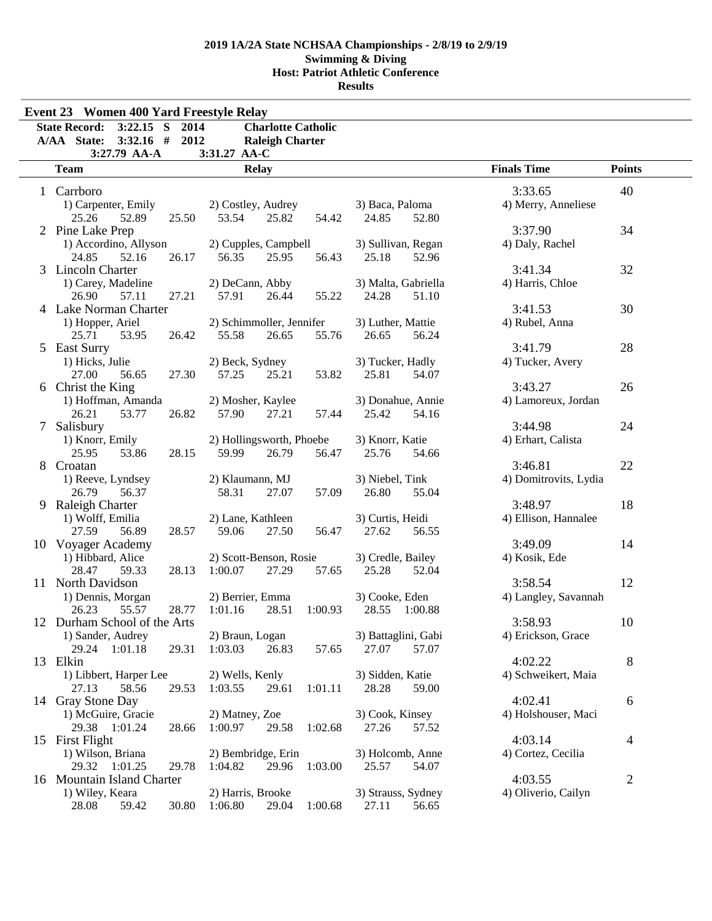**2019 1A/2A State NCHSAA Championships - 2/8/19 to 2/9/19**
**Swimming & Diving**
**Host: Patriot Athletic Conference**
**Results**

## Event 23 Women 400 Yard Freestyle Relay

| | | | |
|---|---|---|---|
| **State Record:** | 3:22.15 S | 2014 | **Charlotte Catholic** |
| **A/AA State:** | 3:32.16 # | 2012 | **Raleigh Charter** |
| | 3:27.79 AA-A | 3:31.27 AA-C | |

| | Team | Relay | Finals Time | Points |
|---|---|---|---|---|
| 1 | Carboro | | 3:33.65 | 40 |
| | 1) Carpenter, Emily 2) Costley, Audrey 3) Baca, Paloma 4) Merry, Anneliese | 25.26 52.89 25.50 53.54 25.82 54.42 24.85 52.80 | | |
| 2 | Pine Lake Prep | | 3:37.90 | 34 |
| | 1) Accordino, Allyson 2) Cupples, Campbell 3) Sullivan, Regan 4) Daly, Rachel | 24.85 52.16 26.17 56.35 25.95 56.43 25.18 52.96 | | |
| 3 | Lincoln Charter | | 3:41.34 | 32 |
| | 1) Carey, Madeline 2) DeCann, Abby 3) Malta, Gabriella 4) Harris, Chloe | 26.90 57.11 27.21 57.91 26.44 55.22 24.28 51.10 | | |
| 4 | Lake Norman Charter | | 3:41.53 | 30 |
| | 1) Hopper, Ariel 2) Schimmoller, Jennifer 3) Luther, Mattie 4) Rubel, Anna | 25.71 53.95 26.42 55.58 26.65 55.76 26.65 56.24 | | |
| 5 | East Surry | | 3:41.79 | 28 |
| | 1) Hicks, Julie 2) Beck, Sydney 3) Tucker, Hadly 4) Tucker, Avery | 27.00 56.65 27.30 57.25 25.21 53.82 25.81 54.07 | | |
| 6 | Christ the King | | 3:43.27 | 26 |
| | 1) Hoffman, Amanda 2) Mosher, Kaylee 3) Donahue, Annie 4) Lamoreux, Jordan | 26.21 53.77 26.82 57.90 27.21 57.44 25.42 54.16 | | |
| 7 | Salisbury | | 3:44.98 | 24 |
| | 1) Knorr, Emily 2) Hollingsworth, Phoebe 3) Knorr, Katie 4) Erhart, Calista | 25.95 53.86 28.15 59.99 26.79 56.47 25.76 54.66 | | |
| 8 | Croatan | | 3:46.81 | 22 |
| | 1) Reeve, Lyndsey 2) Klaumann, MJ 3) Niebel, Tink 4) Domitrovits, Lydia | 26.79 56.37 58.31 27.07 57.09 26.80 55.04 | | |
| 9 | Raleigh Charter | | 3:48.97 | 18 |
| | 1) Wolff, Emilia 2) Lane, Kathleen 3) Curtis, Heidi 4) Ellison, Hannalee | 27.59 56.89 28.57 59.06 27.50 56.47 27.62 56.55 | | |
| 10 | Voyager Academy | | 3:49.09 | 14 |
| | 1) Hibbard, Alice 2) Scott-Benson, Rosie 3) Credle, Bailey 4) Kosik, Ede | 28.47 59.33 28.13 1:00.07 27.29 57.65 25.28 52.04 | | |
| 11 | North Davidson | | 3:58.54 | 12 |
| | 1) Dennis, Morgan 2) Berrier, Emma 3) Cooke, Eden 4) Langley, Savannah | 26.23 55.57 28.77 1:01.16 28.51 1:00.93 28.55 1:00.88 | | |
| 12 | Durham School of the Arts | | 3:58.93 | 10 |
| | 1) Sander, Audrey 2) Braun, Logan 3) Battaglini, Gabi 4) Erickson, Grace | 29.24 1:01.18 29.31 1:03.03 26.83 57.65 27.07 57.07 | | |
| 13 | Elkin | | 4:02.22 | 8 |
| | 1) Libbert, Harper Lee 2) Wells, Kenly 3) Sidden, Katie 4) Schweikert, Maia | 27.13 58.56 29.53 1:03.55 29.61 1:01.11 28.28 59.00 | | |
| 14 | Gray Stone Day | | 4:02.41 | 6 |
| | 1) McGuire, Gracie 2) Matney, Zoe 3) Cook, Kinsey 4) Holshouser, Maci | 29.38 1:01.24 28.66 1:00.97 29.58 1:02.68 27.26 57.52 | | |
| 15 | First Flight | | 4:03.14 | 4 |
| | 1) Wilson, Briana 2) Bembridge, Erin 3) Holcomb, Anne 4) Cortez, Cecilia | 29.32 1:01.25 29.78 1:04.82 29.96 1:03.00 25.57 54.07 | | |
| 16 | Mountain Island Charter | | 4:03.55 | 2 |
| | 1) Wiley, Keara 2) Harris, Brooke 3) Strauss, Sydney 4) Oliverio, Cailyn | 28.08 59.42 30.80 1:06.80 29.04 1:00.68 27.11 56.65 | | |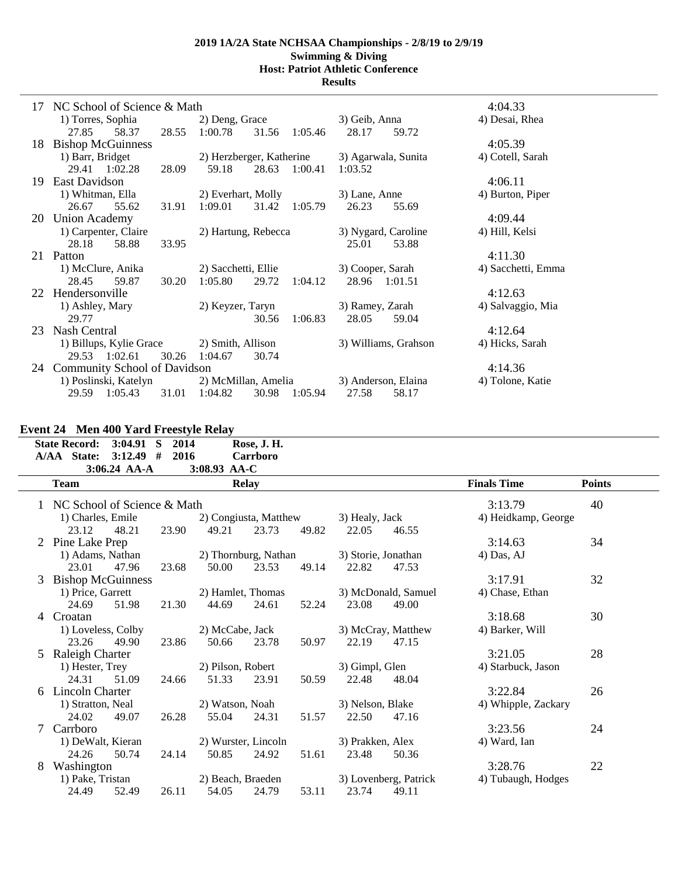**2019 1A/2A State NCHSAA Championships - 2/8/19 to 2/9/19**
**Swimming & Diving**
**Host: Patriot Athletic Conference**
**Results**

```
 17  NC School of Science & Math                                                    4:04.33
       1) Torres, Sophia           2) Deng, Grace              3) Geib, Anna           4) Desai, Rhea
         27.85     58.37     28.55   1:00.78     31.56   1:05.46   28.17     59.72
 18  Bishop McGuinness                                                              4:05.39
       1) Barr, Bridget            2) Herzberger, Katherine    3) Agarwala, Sunita     4) Cotell, Sarah
         29.41   1:02.28     28.09     59.18     28.63   1:00.41 1:03.52
 19  East Davidson                                                                  4:06.11
       1) Whitman, Ella            2) Everhart, Molly          3) Lane, Anne           4) Burton, Piper
         26.67     55.62     31.91   1:09.01     31.42   1:05.79   26.23     55.69
 20  Union Academy                                                                  4:09.44
       1) Carpenter, Claire        2) Hartung, Rebecca         3) Nygard, Caroline     4) Hill, Kelsi
         28.18     58.88     33.95                                 25.01     53.88
 21  Patton                                                                         4:11.30
       1) McClure, Anika           2) Sacchetti, Ellie         3) Cooper, Sarah        4) Sacchetti, Emma
         28.45     59.87     30.20   1:05.80     29.72   1:04.12   28.96   1:01.51
 22  Hendersonville                                                                 4:12.63
       1) Ashley, Mary             2) Keyzer, Taryn            3) Ramey, Zarah         4) Salvaggio, Mia
         29.77                                   30.56   1:06.83   28.05     59.04
 23  Nash Central                                                                   4:12.64
       1) Billups, Kylie Grace     2) Smith, Allison           3) Williams, Grahson    4) Hicks, Sarah
         29.53   1:02.61     30.26   1:04.67     30.74
 24  Community School of Davidson                                                   4:14.36
       1) Poslinski, Katelyn       2) McMillan, Amelia         3) Anderson, Elaina     4) Tolone, Katie
         29.59   1:05.43     31.01   1:04.82     30.98   1:05.94   27.58     58.17
```

### Event 24  Men 400 Yard Freestyle Relay

```
   State Record:   3:04.91  S   2014          Rose, J. H.
   A/AA  State:    3:12.49  #   2016          Carrboro
                   3:06.24 AA-A          3:08.93 AA-C
      Team                                  Relay                                Finals Time       Points
=========================================================================================================
  1  NC School of Science & Math                                                   3:13.79           40
       1) Charles, Emile           2) Congiusta, Matthew       3) Healy, Jack          4) Heidkamp, George
         23.12     48.21     23.90     49.21     23.73     49.82   22.05     46.55
  2  Pine Lake Prep                                                                3:14.63           34
       1) Adams, Nathan            2) Thornburg, Nathan        3) Storie, Jonathan     4) Das, AJ
         23.01     47.96     23.68     50.00     23.53     49.14   22.82     47.53
  3  Bishop McGuinness                                                             3:17.91           32
       1) Price, Garrett           2) Hamlet, Thomas           3) McDonald, Samuel     4) Chase, Ethan
         24.69     51.98     21.30     44.69     24.61     52.24   23.08     49.00
  4  Croatan                                                                       3:18.68           30
       1) Loveless, Colby          2) McCabe, Jack             3) McCray, Matthew      4) Barker, Will
         23.26     49.90     23.86     50.66     23.78     50.97   22.19     47.15
  5  Raleigh Charter                                                               3:21.05           28
       1) Hester, Trey             2) Pilson, Robert           3) Gimpl, Glen          4) Starbuck, Jason
         24.31     51.09     24.66     51.33     23.91     50.59   22.48     48.04
  6  Lincoln Charter                                                               3:22.84           26
       1) Stratton, Neal           2) Watson, Noah             3) Nelson, Blake        4) Whipple, Zackary
         24.02     49.07     26.28     55.04     24.31     51.57   22.50     47.16
  7  Carrboro                                                                      3:23.56           24
       1) DeWalt, Kieran           2) Wurster, Lincoln         3) Prakken, Alex        4) Ward, Ian
         24.26     50.74     24.14     50.85     24.92     51.61   23.48     50.36
  8  Washington                                                                    3:28.76           22
       1) Pake, Tristan            2) Beach, Braeden           3) Lovenberg, Patrick   4) Tubaugh, Hodges
         24.49     52.49     26.11     54.05     24.79     53.11   23.74     49.11
```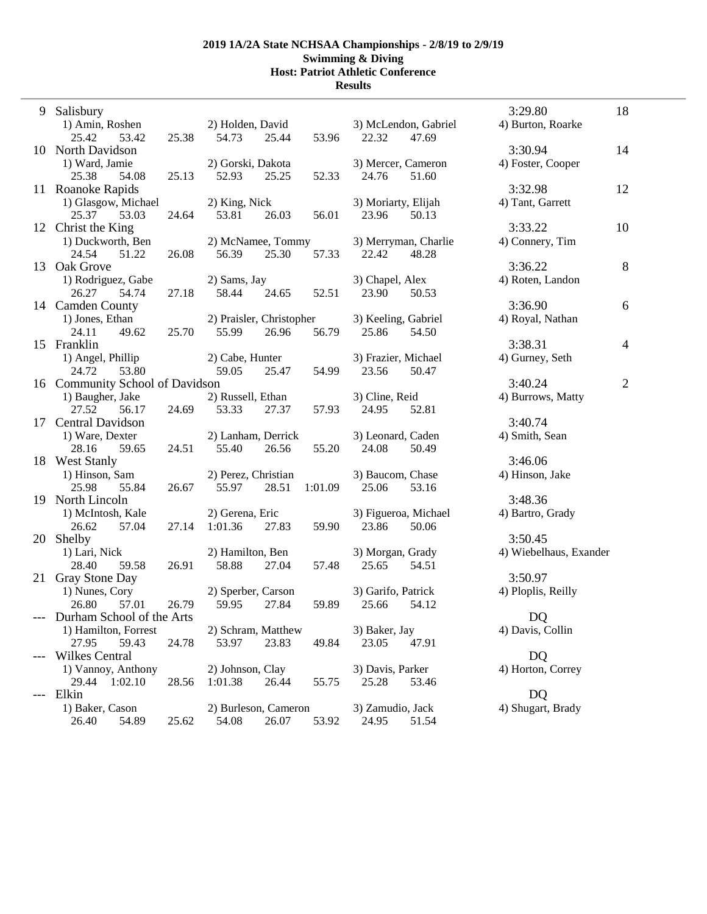**2019 1A/2A State NCHSAA Championships - 2/8/19 to 2/9/19**
**Swimming & Diving**
**Host: Patriot Athletic Conference**
**Results**

| | | | | | | | | | | |
|---|---|---|---|---|---|---|---|---|---|---|
| 9 | Salisbury | | | | | | | | 3:29.80 | 18 |
| | 1) Amin, Roshen | | 2) Holden, David | | | 3) McLendon, Gabriel | | | 4) Burton, Roarke | |
| | 25.42 | 53.42 | 25.38 | 54.73 | 25.44 | 53.96 | 22.32 | 47.69 | | |
| 10 | North Davidson | | | | | | | | 3:30.94 | 14 |
| | 1) Ward, Jamie | | 2) Gorski, Dakota | | | 3) Mercer, Cameron | | | 4) Foster, Cooper | |
| | 25.38 | 54.08 | 25.13 | 52.93 | 25.25 | 52.33 | 24.76 | 51.60 | | |
| 11 | Roanoke Rapids | | | | | | | | 3:32.98 | 12 |
| | 1) Glasgow, Michael | | 2) King, Nick | | | 3) Moriarty, Elijah | | | 4) Tant, Garrett | |
| | 25.37 | 53.03 | 24.64 | 53.81 | 26.03 | 56.01 | 23.96 | 50.13 | | |
| 12 | Christ the King | | | | | | | | 3:33.22 | 10 |
| | 1) Duckworth, Ben | | 2) McNamee, Tommy | | | 3) Merryman, Charlie | | | 4) Connery, Tim | |
| | 24.54 | 51.22 | 26.08 | 56.39 | 25.30 | 57.33 | 22.42 | 48.28 | | |
| 13 | Oak Grove | | | | | | | | 3:36.22 | 8 |
| | 1) Rodriguez, Gabe | | 2) Sams, Jay | | | 3) Chapel, Alex | | | 4) Roten, Landon | |
| | 26.27 | 54.74 | 27.18 | 58.44 | 24.65 | 52.51 | 23.90 | 50.53 | | |
| 14 | Camden County | | | | | | | | 3:36.90 | 6 |
| | 1) Jones, Ethan | | 2) Praisler, Christopher | | | 3) Keeling, Gabriel | | | 4) Royal, Nathan | |
| | 24.11 | 49.62 | 25.70 | 55.99 | 26.96 | 56.79 | 25.86 | 54.50 | | |
| 15 | Franklin | | | | | | | | 3:38.31 | 4 |
| | 1) Angel, Phillip | | 2) Cabe, Hunter | | | 3) Frazier, Michael | | | 4) Gurney, Seth | |
| | 24.72 | 53.80 | | 59.05 | 25.47 | 54.99 | 23.56 | 50.47 | | |
| 16 | Community School of Davidson | | | | | | | | 3:40.24 | 2 |
| | 1) Baugher, Jake | | 2) Russell, Ethan | | | 3) Cline, Reid | | | 4) Burrows, Matty | |
| | 27.52 | 56.17 | 24.69 | 53.33 | 27.37 | 57.93 | 24.95 | 52.81 | | |
| 17 | Central Davidson | | | | | | | | 3:40.74 | |
| | 1) Ware, Dexter | | 2) Lanham, Derrick | | | 3) Leonard, Caden | | | 4) Smith, Sean | |
| | 28.16 | 59.65 | 24.51 | 55.40 | 26.56 | 55.20 | 24.08 | 50.49 | | |
| 18 | West Stanly | | | | | | | | 3:46.06 | |
| | 1) Hinson, Sam | | 2) Perez, Christian | | | 3) Baucom, Chase | | | 4) Hinson, Jake | |
| | 25.98 | 55.84 | 26.67 | 55.97 | 28.51 | 1:01.09 | 25.06 | 53.16 | | |
| 19 | North Lincoln | | | | | | | | 3:48.36 | |
| | 1) McIntosh, Kale | | 2) Gerena, Eric | | | 3) Figueroa, Michael | | | 4) Bartro, Grady | |
| | 26.62 | 57.04 | 27.14 | 1:01.36 | 27.83 | 59.90 | 23.86 | 50.06 | | |
| 20 | Shelby | | | | | | | | 3:50.45 | |
| | 1) Lari, Nick | | 2) Hamilton, Ben | | | 3) Morgan, Grady | | | 4) Wiebelhaus, Exander | |
| | 28.40 | 59.58 | 26.91 | 58.88 | 27.04 | 57.48 | 25.65 | 54.51 | | |
| 21 | Gray Stone Day | | | | | | | | 3:50.97 | |
| | 1) Nunes, Cory | | 2) Sperber, Carson | | | 3) Garifo, Patrick | | | 4) Ploplis, Reilly | |
| | 26.80 | 57.01 | 26.79 | 59.95 | 27.84 | 59.89 | 25.66 | 54.12 | | |
| --- | Durham School of the Arts | | | | | | | | DQ | |
| | 1) Hamilton, Forrest | | 2) Schram, Matthew | | | 3) Baker, Jay | | | 4) Davis, Collin | |
| | 27.95 | 59.43 | 24.78 | 53.97 | 23.83 | 49.84 | 23.05 | 47.91 | | |
| --- | Wilkes Central | | | | | | | | DQ | |
| | 1) Vannoy, Anthony | | 2) Johnson, Clay | | | 3) Davis, Parker | | | 4) Horton, Correy | |
| | 29.44 | 1:02.10 | 28.56 | 1:01.38 | 26.44 | 55.75 | 25.28 | 53.46 | | |
| --- | Elkin | | | | | | | | DQ | |
| | 1) Baker, Cason | | 2) Burleson, Cameron | | | 3) Zamudio, Jack | | | 4) Shugart, Brady | |
| | 26.40 | 54.89 | 25.62 | 54.08 | 26.07 | 53.92 | 24.95 | 51.54 | | |